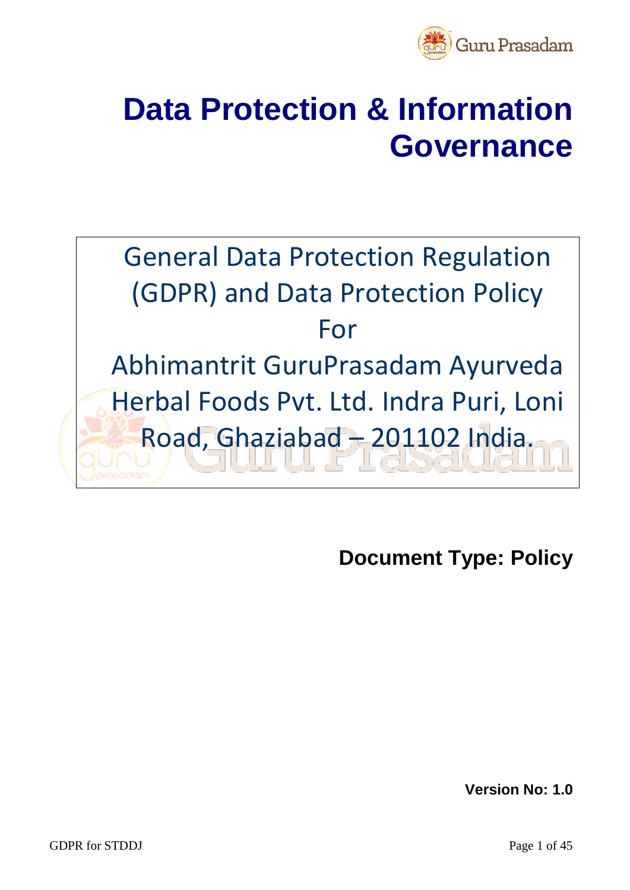# Data Protection & Information Governance

General Data Protection Regulation (GDPR) and Data Protection Policy

For

Abhimantrit GuruPrasadam Ayurveda Herbal Foods Pvt. Ltd. Indra Puri, Loni Road, Ghaziabad – 201102 India.

**Document Type: Policy**

**Version No: 1.0**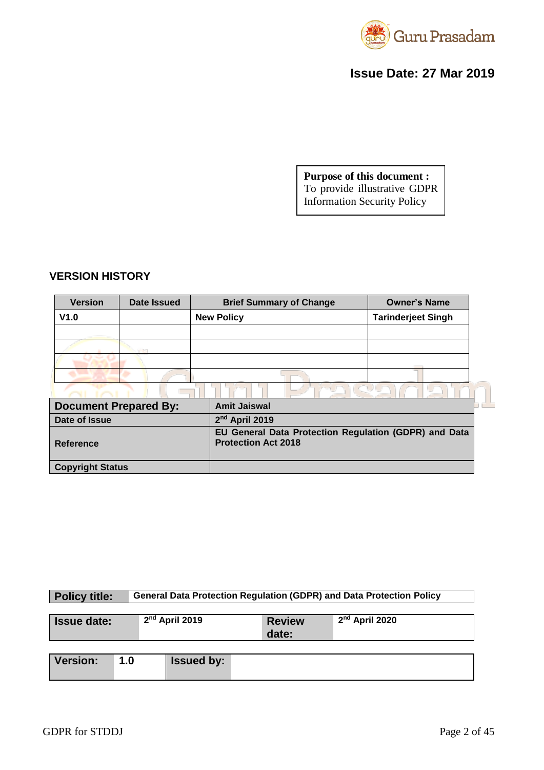**Issue Date: 27 Mar 2019**

**Purpose of this document :**
To provide illustrative GDPR Information Security Policy

## VERSION HISTORY

| Version | Date Issued | Brief Summary of Change | Owner's Name |
|---|---|---|---|
| V1.0 | | New Policy | Tarinderjeet Singh |
| | | | |
| | | | |
| | | | |
| | | | |

| | |
|---|---|
| **Document Prepared By:** | Amit Jaiswal |
| **Date of Issue** | 2nd April 2019 |
| **Reference** | EU General Data Protection Regulation (GDPR) and Data Protection Act 2018 |
| **Copyright Status** | |

| | |
|---|---|
| **Policy title:** | General Data Protection Regulation (GDPR) and Data Protection Policy |

| | | | |
|---|---|---|---|
| **Issue date:** | 2nd April 2019 | **Review date:** | 2nd April 2020 |

| | | | |
|---|---|---|---|
| **Version:** | 1.0 | **Issued by:** | |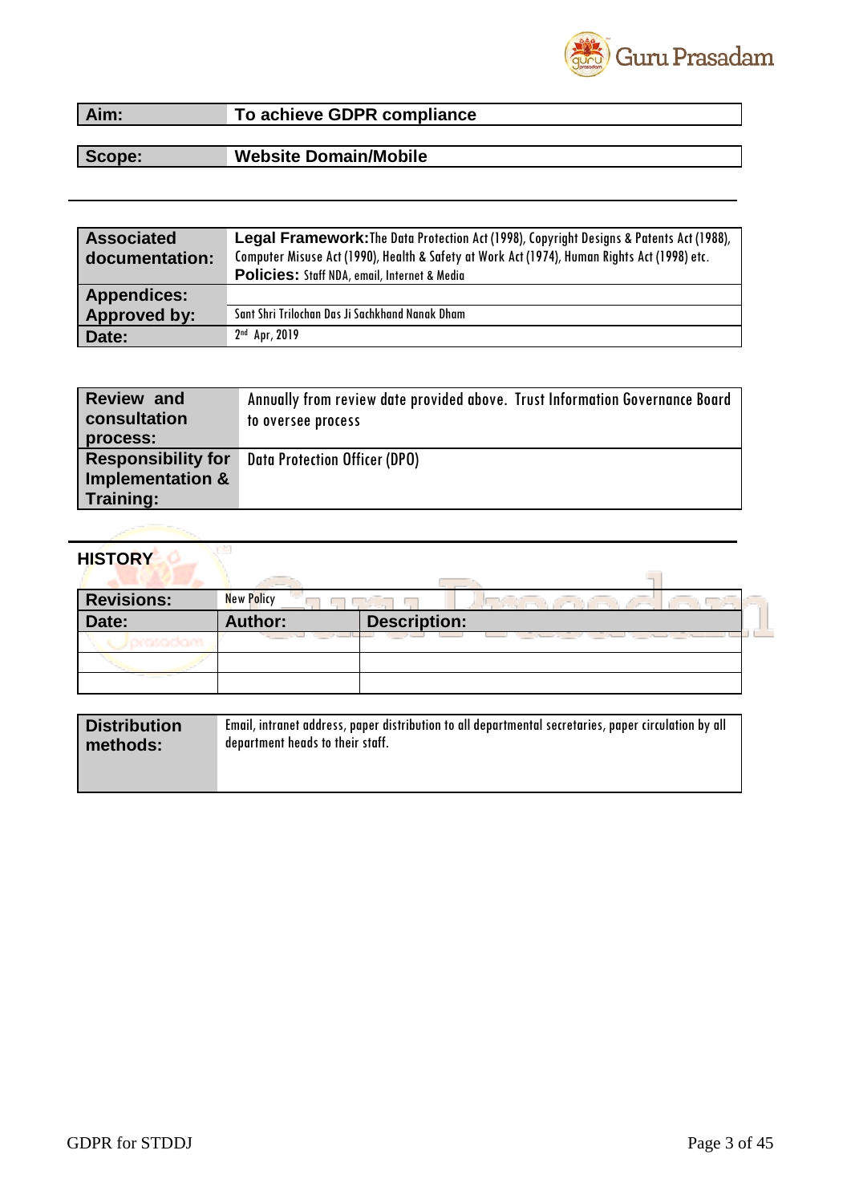| **Aim:** | **To achieve GDPR compliance** |
|---|---|

| **Scope:** | **Website Domain/Mobile** |
|---|---|

---

| **Associated documentation:** | **Legal Framework:** The Data Protection Act (1998), Copyright Designs & Patents Act (1988), Computer Misuse Act (1990), Health & Safety at Work Act (1974), Human Rights Act (1998) etc. **Policies:** Staff NDA, email, Internet & Media |
|---|---|
| **Appendices:** | |
| **Approved by:** | Sant Shri Trilochan Das Ji Sachkhand Nanak Dham |
| **Date:** | 2nd Apr, 2019 |

| **Review and consultation process:** | Annually from review date provided above. Trust Information Governance Board to oversee process |
|---|---|
| **Responsibility for Implementation & Training:** | Data Protection Officer (DPO) |

---

**HISTORY**

| **Revisions:** | New Policy | |
|---|---|---|
| **Date:** | **Author:** | **Description:** |
| | | |
| | | |
| | | |

| **Distribution methods:** | Email, intranet address, paper distribution to all departmental secretaries, paper circulation by all department heads to their staff. |
|---|---|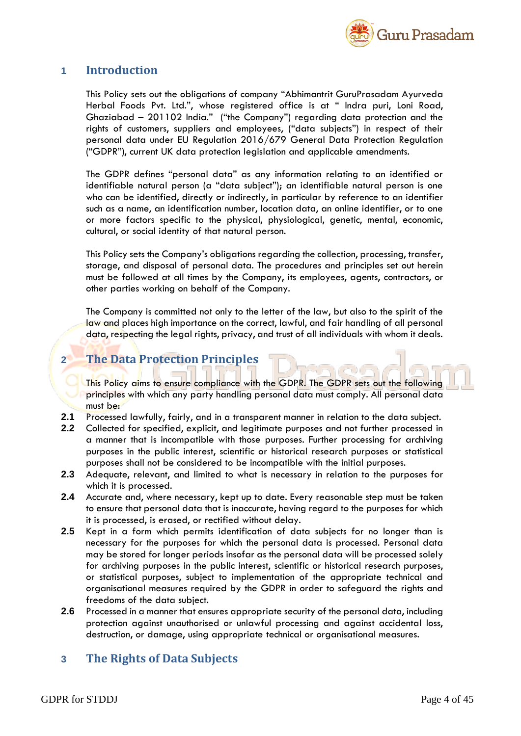## 1 Introduction

This Policy sets out the obligations of company "Abhimantrit GuruPrasadam Ayurveda Herbal Foods Pvt. Ltd.", whose registered office is at " Indra puri, Loni Road, Ghaziabad – 201102 India." ("the Company") regarding data protection and the rights of customers, suppliers and employees, ("data subjects") in respect of their personal data under EU Regulation 2016/679 General Data Protection Regulation ("GDPR"), current UK data protection legislation and applicable amendments.

The GDPR defines "personal data" as any information relating to an identified or identifiable natural person (a "data subject"); an identifiable natural person is one who can be identified, directly or indirectly, in particular by reference to an identifier such as a name, an identification number, location data, an online identifier, or to one or more factors specific to the physical, physiological, genetic, mental, economic, cultural, or social identity of that natural person.

This Policy sets the Company's obligations regarding the collection, processing, transfer, storage, and disposal of personal data. The procedures and principles set out herein must be followed at all times by the Company, its employees, agents, contractors, or other parties working on behalf of the Company.

The Company is committed not only to the letter of the law, but also to the spirit of the law and places high importance on the correct, lawful, and fair handling of all personal data, respecting the legal rights, privacy, and trust of all individuals with whom it deals.

## 2 The Data Protection Principles

This Policy aims to ensure compliance with the GDPR. The GDPR sets out the following principles with which any party handling personal data must comply. All personal data must be:

**2.1** Processed lawfully, fairly, and in a transparent manner in relation to the data subject.

**2.2** Collected for specified, explicit, and legitimate purposes and not further processed in a manner that is incompatible with those purposes. Further processing for archiving purposes in the public interest, scientific or historical research purposes or statistical purposes shall not be considered to be incompatible with the initial purposes.

**2.3** Adequate, relevant, and limited to what is necessary in relation to the purposes for which it is processed.

**2.4** Accurate and, where necessary, kept up to date. Every reasonable step must be taken to ensure that personal data that is inaccurate, having regard to the purposes for which it is processed, is erased, or rectified without delay.

**2.5** Kept in a form which permits identification of data subjects for no longer than is necessary for the purposes for which the personal data is processed. Personal data may be stored for longer periods insofar as the personal data will be processed solely for archiving purposes in the public interest, scientific or historical research purposes, or statistical purposes, subject to implementation of the appropriate technical and organisational measures required by the GDPR in order to safeguard the rights and freedoms of the data subject.

**2.6** Processed in a manner that ensures appropriate security of the personal data, including protection against unauthorised or unlawful processing and against accidental loss, destruction, or damage, using appropriate technical or organisational measures.

## 3 The Rights of Data Subjects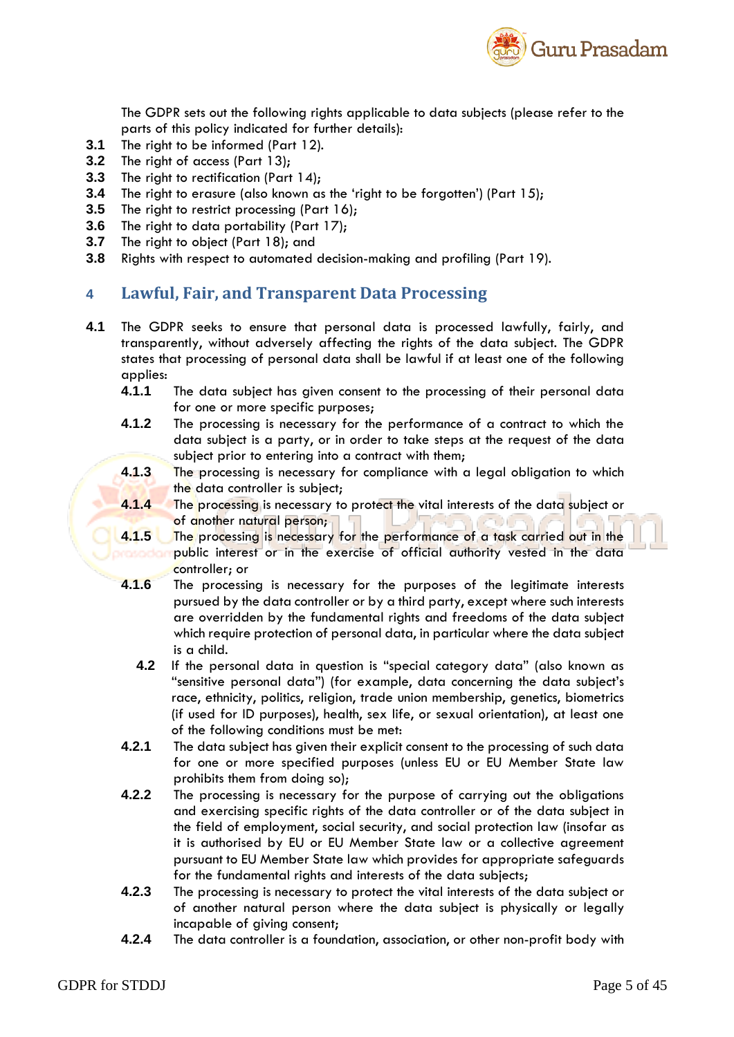The GDPR sets out the following rights applicable to data subjects (please refer to the parts of this policy indicated for further details):

**3.1** The right to be informed (Part 12).

**3.2** The right of access (Part 13);

**3.3** The right to rectification (Part 14);

**3.4** The right to erasure (also known as the 'right to be forgotten') (Part 15);

**3.5** The right to restrict processing (Part 16);

**3.6** The right to data portability (Part 17);

**3.7** The right to object (Part 18); and

**3.8** Rights with respect to automated decision-making and profiling (Part 19).

## 4 Lawful, Fair, and Transparent Data Processing

**4.1** The GDPR seeks to ensure that personal data is processed lawfully, fairly, and transparently, without adversely affecting the rights of the data subject. The GDPR states that processing of personal data shall be lawful if at least one of the following applies:

**4.1.1** The data subject has given consent to the processing of their personal data for one or more specific purposes;

**4.1.2** The processing is necessary for the performance of a contract to which the data subject is a party, or in order to take steps at the request of the data subject prior to entering into a contract with them;

**4.1.3** The processing is necessary for compliance with a legal obligation to which the data controller is subject;

**4.1.4** The processing is necessary to protect the vital interests of the data subject or of another natural person;

**4.1.5** The processing is necessary for the performance of a task carried out in the public interest or in the exercise of official authority vested in the data controller; or

**4.1.6** The processing is necessary for the purposes of the legitimate interests pursued by the data controller or by a third party, except where such interests are overridden by the fundamental rights and freedoms of the data subject which require protection of personal data, in particular where the data subject is a child.

**4.2** If the personal data in question is "special category data" (also known as "sensitive personal data") (for example, data concerning the data subject's race, ethnicity, politics, religion, trade union membership, genetics, biometrics (if used for ID purposes), health, sex life, or sexual orientation), at least one of the following conditions must be met:

**4.2.1** The data subject has given their explicit consent to the processing of such data for one or more specified purposes (unless EU or EU Member State law prohibits them from doing so);

**4.2.2** The processing is necessary for the purpose of carrying out the obligations and exercising specific rights of the data controller or of the data subject in the field of employment, social security, and social protection law (insofar as it is authorised by EU or EU Member State law or a collective agreement pursuant to EU Member State law which provides for appropriate safeguards for the fundamental rights and interests of the data subjects;

**4.2.3** The processing is necessary to protect the vital interests of the data subject or of another natural person where the data subject is physically or legally incapable of giving consent;

**4.2.4** The data controller is a foundation, association, or other non-profit body with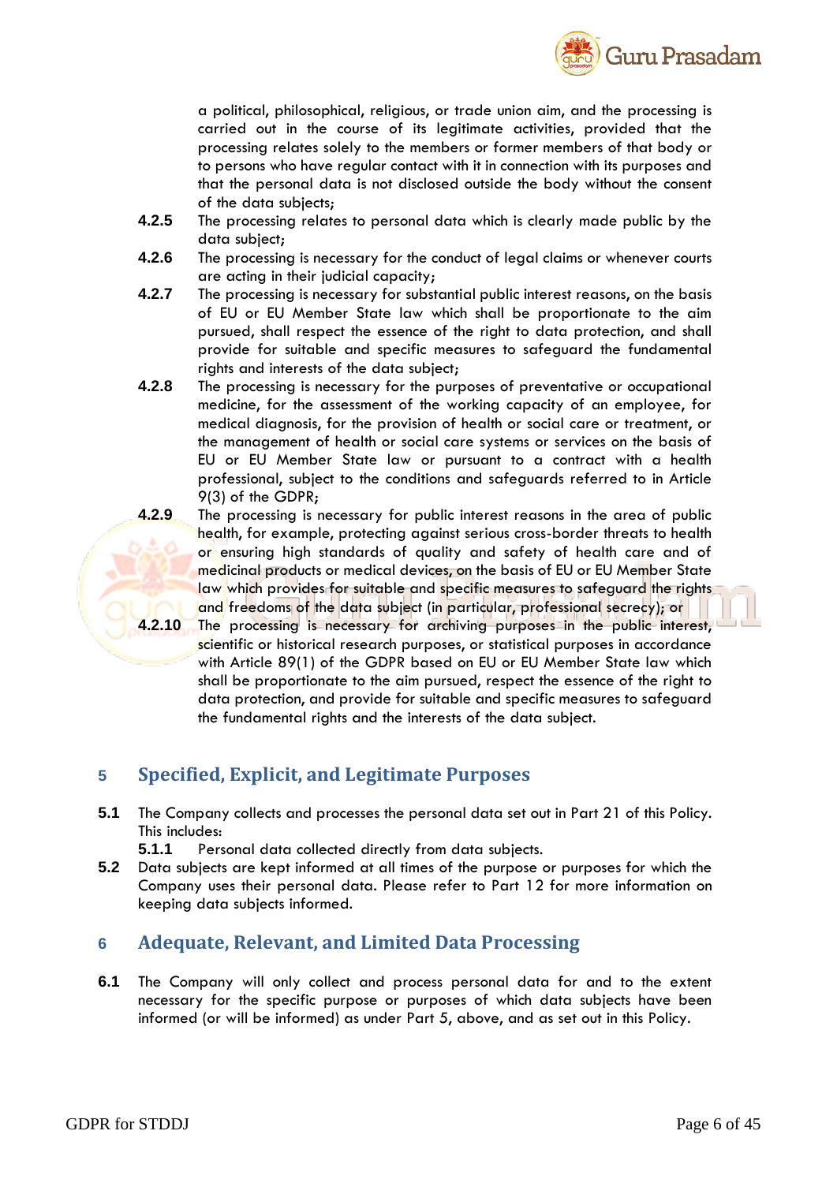a political, philosophical, religious, or trade union aim, and the processing is carried out in the course of its legitimate activities, provided that the processing relates solely to the members or former members of that body or to persons who have regular contact with it in connection with its purposes and that the personal data is not disclosed outside the body without the consent of the data subjects;

**4.2.5** The processing relates to personal data which is clearly made public by the data subject;

**4.2.6** The processing is necessary for the conduct of legal claims or whenever courts are acting in their judicial capacity;

**4.2.7** The processing is necessary for substantial public interest reasons, on the basis of EU or EU Member State law which shall be proportionate to the aim pursued, shall respect the essence of the right to data protection, and shall provide for suitable and specific measures to safeguard the fundamental rights and interests of the data subject;

**4.2.8** The processing is necessary for the purposes of preventative or occupational medicine, for the assessment of the working capacity of an employee, for medical diagnosis, for the provision of health or social care or treatment, or the management of health or social care systems or services on the basis of EU or EU Member State law or pursuant to a contract with a health professional, subject to the conditions and safeguards referred to in Article 9(3) of the GDPR;

**4.2.9** The processing is necessary for public interest reasons in the area of public health, for example, protecting against serious cross-border threats to health or ensuring high standards of quality and safety of health care and of medicinal products or medical devices, on the basis of EU or EU Member State law which provides for suitable and specific measures to safeguard the rights and freedoms of the data subject (in particular, professional secrecy); or

**4.2.10** The processing is necessary for archiving purposes in the public interest, scientific or historical research purposes, or statistical purposes in accordance with Article 89(1) of the GDPR based on EU or EU Member State law which shall be proportionate to the aim pursued, respect the essence of the right to data protection, and provide for suitable and specific measures to safeguard the fundamental rights and the interests of the data subject.

## 5 Specified, Explicit, and Legitimate Purposes

**5.1** The Company collects and processes the personal data set out in Part 21 of this Policy. This includes:

**5.1.1** Personal data collected directly from data subjects.

**5.2** Data subjects are kept informed at all times of the purpose or purposes for which the Company uses their personal data. Please refer to Part 12 for more information on keeping data subjects informed.

## 6 Adequate, Relevant, and Limited Data Processing

**6.1** The Company will only collect and process personal data for and to the extent necessary for the specific purpose or purposes of which data subjects have been informed (or will be informed) as under Part 5, above, and as set out in this Policy.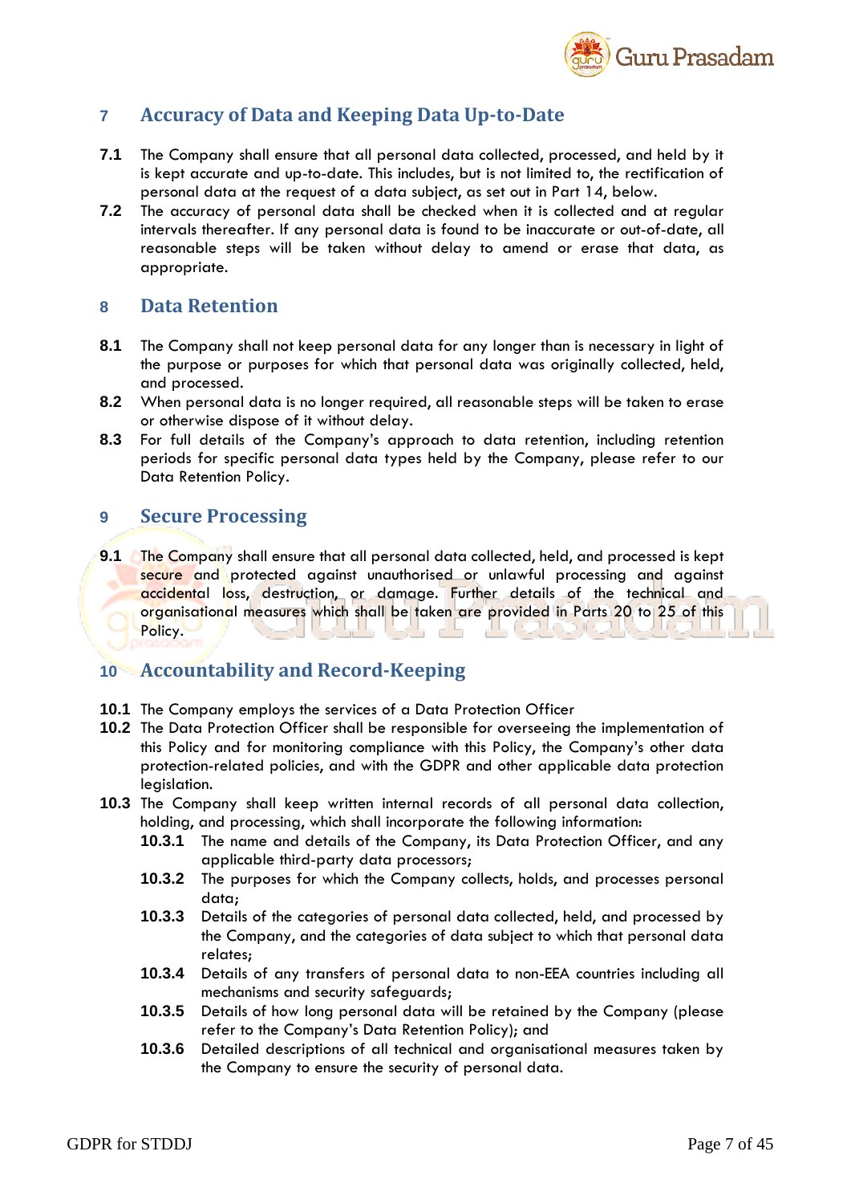## 7 Accuracy of Data and Keeping Data Up-to-Date

**7.1** The Company shall ensure that all personal data collected, processed, and held by it is kept accurate and up-to-date. This includes, but is not limited to, the rectification of personal data at the request of a data subject, as set out in Part 14, below.

**7.2** The accuracy of personal data shall be checked when it is collected and at regular intervals thereafter. If any personal data is found to be inaccurate or out-of-date, all reasonable steps will be taken without delay to amend or erase that data, as appropriate.

## 8 Data Retention

**8.1** The Company shall not keep personal data for any longer than is necessary in light of the purpose or purposes for which that personal data was originally collected, held, and processed.

**8.2** When personal data is no longer required, all reasonable steps will be taken to erase or otherwise dispose of it without delay.

**8.3** For full details of the Company's approach to data retention, including retention periods for specific personal data types held by the Company, please refer to our Data Retention Policy.

## 9 Secure Processing

**9.1** The Company shall ensure that all personal data collected, held, and processed is kept secure and protected against unauthorised or unlawful processing and against accidental loss, destruction, or damage. Further details of the technical and organisational measures which shall be taken are provided in Parts 20 to 25 of this Policy.

## 10 Accountability and Record-Keeping

**10.1** The Company employs the services of a Data Protection Officer

**10.2** The Data Protection Officer shall be responsible for overseeing the implementation of this Policy and for monitoring compliance with this Policy, the Company's other data protection-related policies, and with the GDPR and other applicable data protection legislation.

**10.3** The Company shall keep written internal records of all personal data collection, holding, and processing, which shall incorporate the following information:

- **10.3.1** The name and details of the Company, its Data Protection Officer, and any applicable third-party data processors;
- **10.3.2** The purposes for which the Company collects, holds, and processes personal data;
- **10.3.3** Details of the categories of personal data collected, held, and processed by the Company, and the categories of data subject to which that personal data relates;
- **10.3.4** Details of any transfers of personal data to non-EEA countries including all mechanisms and security safeguards;
- **10.3.5** Details of how long personal data will be retained by the Company (please refer to the Company's Data Retention Policy); and
- **10.3.6** Detailed descriptions of all technical and organisational measures taken by the Company to ensure the security of personal data.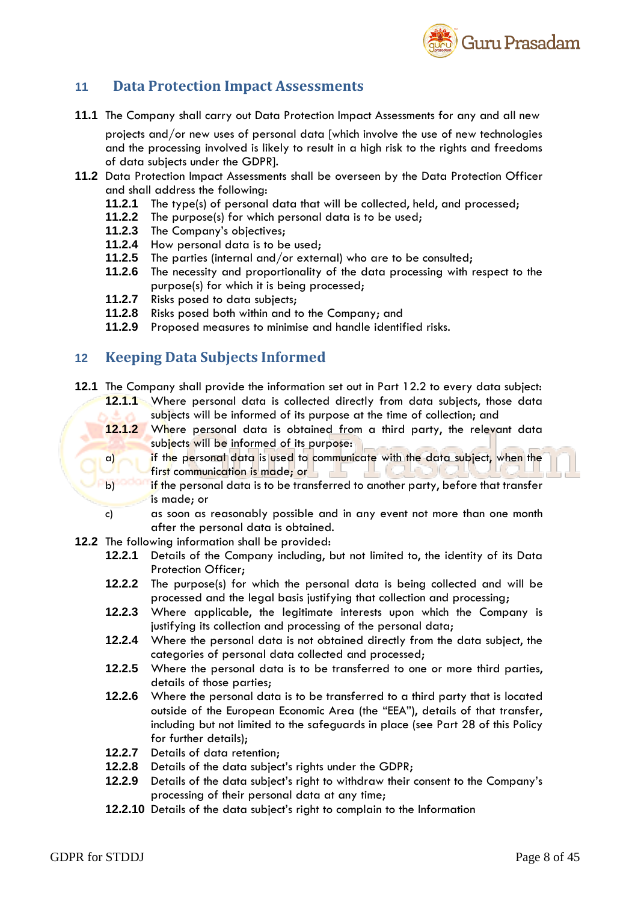## 11 Data Protection Impact Assessments

**11.1** The Company shall carry out Data Protection Impact Assessments for any and all new projects and/or new uses of personal data [which involve the use of new technologies and the processing involved is likely to result in a high risk to the rights and freedoms of data subjects under the GDPR].

**11.2** Data Protection Impact Assessments shall be overseen by the Data Protection Officer and shall address the following:

**11.2.1** The type(s) of personal data that will be collected, held, and processed;

**11.2.2** The purpose(s) for which personal data is to be used;

**11.2.3** The Company's objectives;

**11.2.4** How personal data is to be used;

**11.2.5** The parties (internal and/or external) who are to be consulted;

**11.2.6** The necessity and proportionality of the data processing with respect to the purpose(s) for which it is being processed;

**11.2.7** Risks posed to data subjects;

**11.2.8** Risks posed both within and to the Company; and

**11.2.9** Proposed measures to minimise and handle identified risks.

## 12 Keeping Data Subjects Informed

**12.1** The Company shall provide the information set out in Part 12.2 to every data subject:

**12.1.1** Where personal data is collected directly from data subjects, those data subjects will be informed of its purpose at the time of collection; and

**12.1.2** Where personal data is obtained from a third party, the relevant data subjects will be informed of its purpose:

a) if the personal data is used to communicate with the data subject, when the first communication is made; or

b) if the personal data is to be transferred to another party, before that transfer is made; or

c) as soon as reasonably possible and in any event not more than one month after the personal data is obtained.

**12.2** The following information shall be provided:

**12.2.1** Details of the Company including, but not limited to, the identity of its Data Protection Officer;

**12.2.2** The purpose(s) for which the personal data is being collected and will be processed and the legal basis justifying that collection and processing;

**12.2.3** Where applicable, the legitimate interests upon which the Company is justifying its collection and processing of the personal data;

**12.2.4** Where the personal data is not obtained directly from the data subject, the categories of personal data collected and processed;

**12.2.5** Where the personal data is to be transferred to one or more third parties, details of those parties;

**12.2.6** Where the personal data is to be transferred to a third party that is located outside of the European Economic Area (the "EEA"), details of that transfer, including but not limited to the safeguards in place (see Part 28 of this Policy for further details);

**12.2.7** Details of data retention;

**12.2.8** Details of the data subject's rights under the GDPR;

**12.2.9** Details of the data subject's right to withdraw their consent to the Company's processing of their personal data at any time;

**12.2.10** Details of the data subject's right to complain to the Information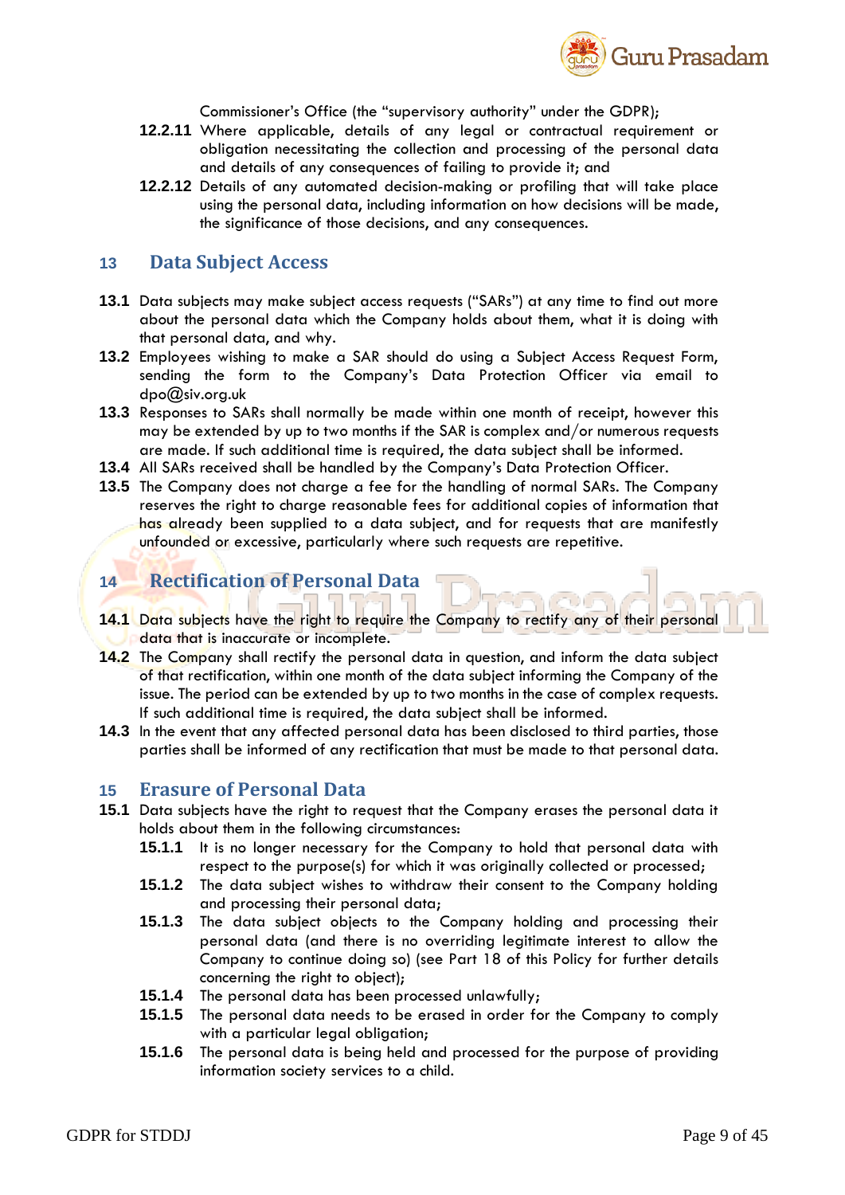Commissioner's Office (the "supervisory authority" under the GDPR);

**12.2.11** Where applicable, details of any legal or contractual requirement or obligation necessitating the collection and processing of the personal data and details of any consequences of failing to provide it; and

**12.2.12** Details of any automated decision-making or profiling that will take place using the personal data, including information on how decisions will be made, the significance of those decisions, and any consequences.

## 13 Data Subject Access

**13.1** Data subjects may make subject access requests ("SARs") at any time to find out more about the personal data which the Company holds about them, what it is doing with that personal data, and why.

**13.2** Employees wishing to make a SAR should do using a Subject Access Request Form, sending the form to the Company's Data Protection Officer via email to dpo@siv.org.uk

**13.3** Responses to SARs shall normally be made within one month of receipt, however this may be extended by up to two months if the SAR is complex and/or numerous requests are made. If such additional time is required, the data subject shall be informed.

**13.4** All SARs received shall be handled by the Company's Data Protection Officer.

**13.5** The Company does not charge a fee for the handling of normal SARs. The Company reserves the right to charge reasonable fees for additional copies of information that has already been supplied to a data subject, and for requests that are manifestly unfounded or excessive, particularly where such requests are repetitive.

## 14 Rectification of Personal Data

**14.1** Data subjects have the right to require the Company to rectify any of their personal data that is inaccurate or incomplete.

**14.2** The Company shall rectify the personal data in question, and inform the data subject of that rectification, within one month of the data subject informing the Company of the issue. The period can be extended by up to two months in the case of complex requests. If such additional time is required, the data subject shall be informed.

**14.3** In the event that any affected personal data has been disclosed to third parties, those parties shall be informed of any rectification that must be made to that personal data.

## 15 Erasure of Personal Data

**15.1** Data subjects have the right to request that the Company erases the personal data it holds about them in the following circumstances:

**15.1.1** It is no longer necessary for the Company to hold that personal data with respect to the purpose(s) for which it was originally collected or processed;

**15.1.2** The data subject wishes to withdraw their consent to the Company holding and processing their personal data;

**15.1.3** The data subject objects to the Company holding and processing their personal data (and there is no overriding legitimate interest to allow the Company to continue doing so) (see Part 18 of this Policy for further details concerning the right to object);

**15.1.4** The personal data has been processed unlawfully;

**15.1.5** The personal data needs to be erased in order for the Company to comply with a particular legal obligation;

**15.1.6** The personal data is being held and processed for the purpose of providing information society services to a child.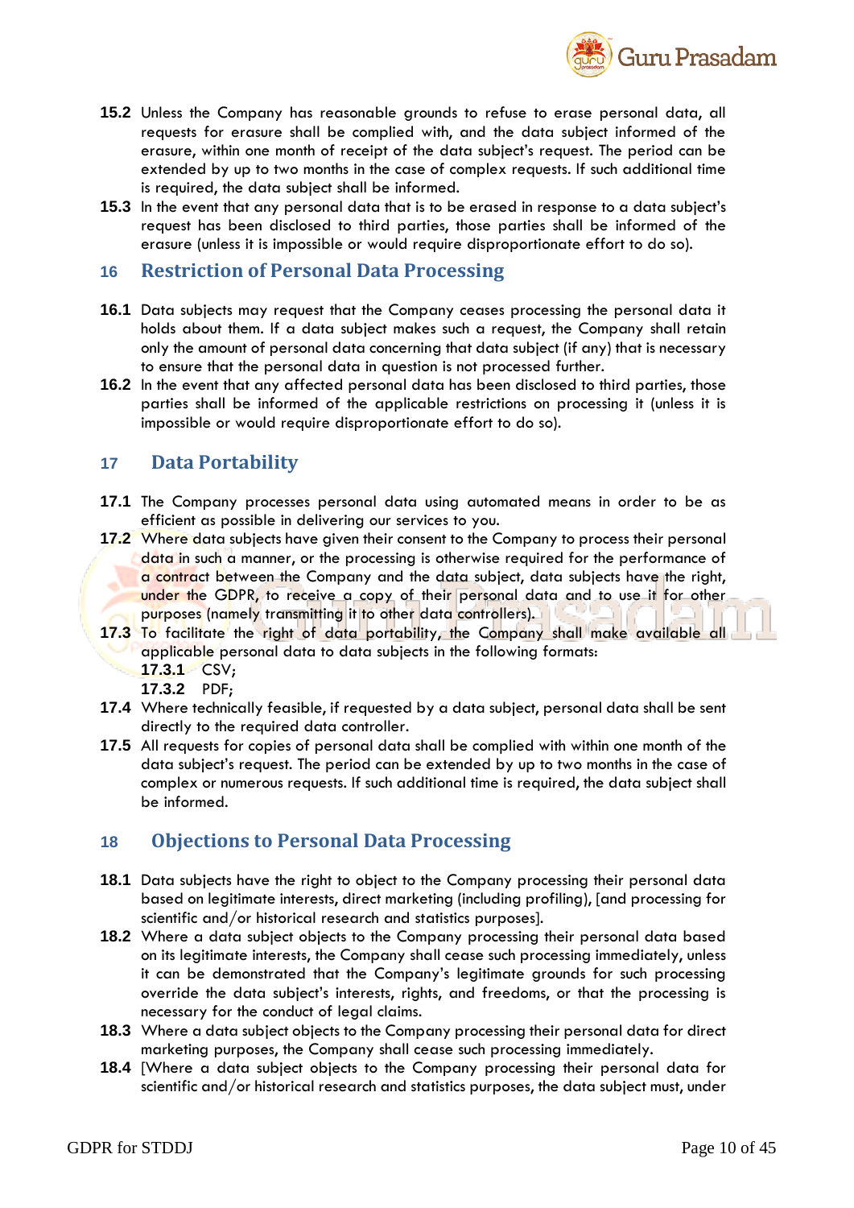**15.2** Unless the Company has reasonable grounds to refuse to erase personal data, all requests for erasure shall be complied with, and the data subject informed of the erasure, within one month of receipt of the data subject's request. The period can be extended by up to two months in the case of complex requests. If such additional time is required, the data subject shall be informed.

**15.3** In the event that any personal data that is to be erased in response to a data subject's request has been disclosed to third parties, those parties shall be informed of the erasure (unless it is impossible or would require disproportionate effort to do so).

## 16 Restriction of Personal Data Processing

**16.1** Data subjects may request that the Company ceases processing the personal data it holds about them. If a data subject makes such a request, the Company shall retain only the amount of personal data concerning that data subject (if any) that is necessary to ensure that the personal data in question is not processed further.

**16.2** In the event that any affected personal data has been disclosed to third parties, those parties shall be informed of the applicable restrictions on processing it (unless it is impossible or would require disproportionate effort to do so).

## 17 Data Portability

**17.1** The Company processes personal data using automated means in order to be as efficient as possible in delivering our services to you.

**17.2** Where data subjects have given their consent to the Company to process their personal data in such a manner, or the processing is otherwise required for the performance of a contract between the Company and the data subject, data subjects have the right, under the GDPR, to receive a copy of their personal data and to use it for other purposes (namely transmitting it to other data controllers).

**17.3** To facilitate the right of data portability, the Company shall make available all applicable personal data to data subjects in the following formats:

**17.3.1** CSV;

**17.3.2** PDF;

**17.4** Where technically feasible, if requested by a data subject, personal data shall be sent directly to the required data controller.

**17.5** All requests for copies of personal data shall be complied with within one month of the data subject's request. The period can be extended by up to two months in the case of complex or numerous requests. If such additional time is required, the data subject shall be informed.

## 18 Objections to Personal Data Processing

**18.1** Data subjects have the right to object to the Company processing their personal data based on legitimate interests, direct marketing (including profiling), [and processing for scientific and/or historical research and statistics purposes].

**18.2** Where a data subject objects to the Company processing their personal data based on its legitimate interests, the Company shall cease such processing immediately, unless it can be demonstrated that the Company's legitimate grounds for such processing override the data subject's interests, rights, and freedoms, or that the processing is necessary for the conduct of legal claims.

**18.3** Where a data subject objects to the Company processing their personal data for direct marketing purposes, the Company shall cease such processing immediately.

**18.4** [Where a data subject objects to the Company processing their personal data for scientific and/or historical research and statistics purposes, the data subject must, under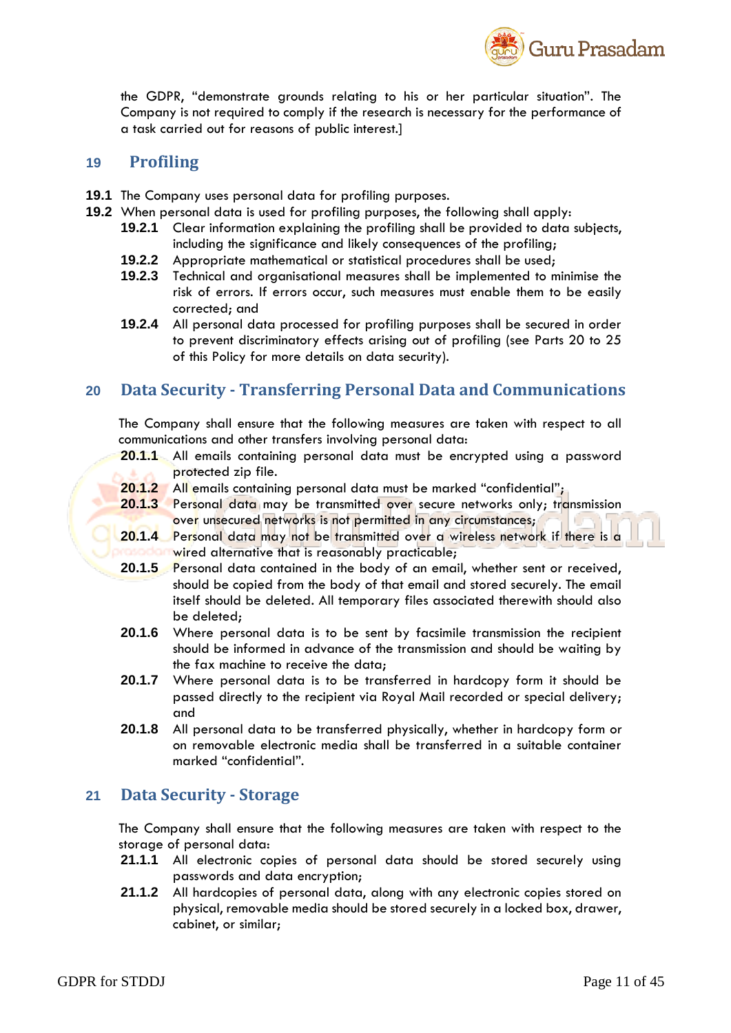the GDPR, "demonstrate grounds relating to his or her particular situation". The Company is not required to comply if the research is necessary for the performance of a task carried out for reasons of public interest.]

## 19 Profiling

**19.1** The Company uses personal data for profiling purposes.

**19.2** When personal data is used for profiling purposes, the following shall apply:

- **19.2.1** Clear information explaining the profiling shall be provided to data subjects, including the significance and likely consequences of the profiling;
- **19.2.2** Appropriate mathematical or statistical procedures shall be used;
- **19.2.3** Technical and organisational measures shall be implemented to minimise the risk of errors. If errors occur, such measures must enable them to be easily corrected; and
- **19.2.4** All personal data processed for profiling purposes shall be secured in order to prevent discriminatory effects arising out of profiling (see Parts 20 to 25 of this Policy for more details on data security).

## 20 Data Security - Transferring Personal Data and Communications

The Company shall ensure that the following measures are taken with respect to all communications and other transfers involving personal data:

- **20.1.1** All emails containing personal data must be encrypted using a password protected zip file.
- **20.1.2** All emails containing personal data must be marked "confidential";
- **20.1.3** Personal data may be transmitted over secure networks only; transmission over unsecured networks is not permitted in any circumstances;
- **20.1.4** Personal data may not be transmitted over a wireless network if there is a wired alternative that is reasonably practicable;
- **20.1.5** Personal data contained in the body of an email, whether sent or received, should be copied from the body of that email and stored securely. The email itself should be deleted. All temporary files associated therewith should also be deleted;
- **20.1.6** Where personal data is to be sent by facsimile transmission the recipient should be informed in advance of the transmission and should be waiting by the fax machine to receive the data;
- **20.1.7** Where personal data is to be transferred in hardcopy form it should be passed directly to the recipient via Royal Mail recorded or special delivery; and
- **20.1.8** All personal data to be transferred physically, whether in hardcopy form or on removable electronic media shall be transferred in a suitable container marked "confidential".

## 21 Data Security - Storage

The Company shall ensure that the following measures are taken with respect to the storage of personal data:

- **21.1.1** All electronic copies of personal data should be stored securely using passwords and data encryption;
- **21.1.2** All hardcopies of personal data, along with any electronic copies stored on physical, removable media should be stored securely in a locked box, drawer, cabinet, or similar;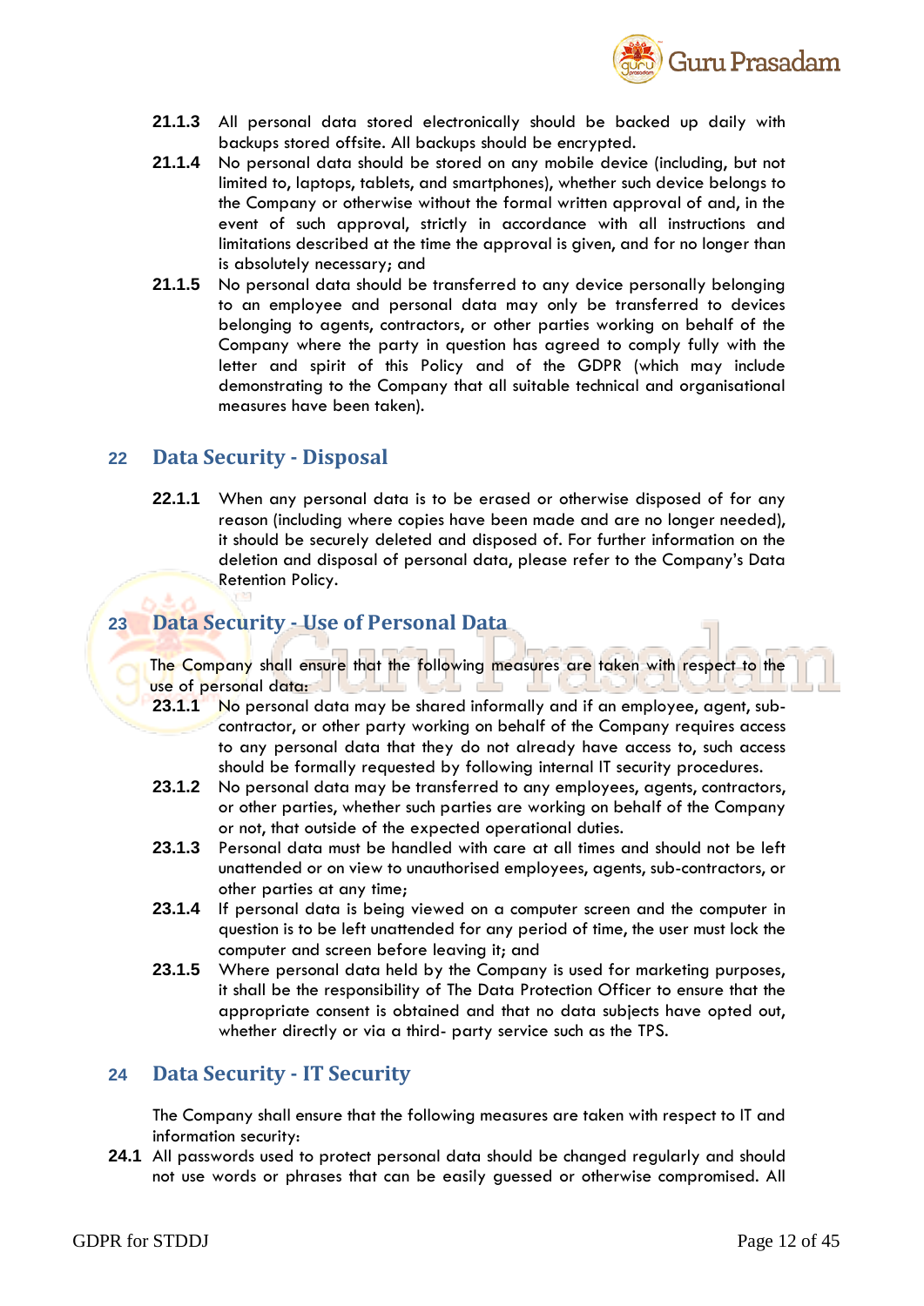**21.1.3** All personal data stored electronically should be backed up daily with backups stored offsite. All backups should be encrypted.

**21.1.4** No personal data should be stored on any mobile device (including, but not limited to, laptops, tablets, and smartphones), whether such device belongs to the Company or otherwise without the formal written approval of and, in the event of such approval, strictly in accordance with all instructions and limitations described at the time the approval is given, and for no longer than is absolutely necessary; and

**21.1.5** No personal data should be transferred to any device personally belonging to an employee and personal data may only be transferred to devices belonging to agents, contractors, or other parties working on behalf of the Company where the party in question has agreed to comply fully with the letter and spirit of this Policy and of the GDPR (which may include demonstrating to the Company that all suitable technical and organisational measures have been taken).

## 22 Data Security - Disposal

**22.1.1** When any personal data is to be erased or otherwise disposed of for any reason (including where copies have been made and are no longer needed), it should be securely deleted and disposed of. For further information on the deletion and disposal of personal data, please refer to the Company's Data Retention Policy.

## 23 Data Security - Use of Personal Data

The Company shall ensure that the following measures are taken with respect to the use of personal data:

**23.1.1** No personal data may be shared informally and if an employee, agent, sub-contractor, or other party working on behalf of the Company requires access to any personal data that they do not already have access to, such access should be formally requested by following internal IT security procedures.

**23.1.2** No personal data may be transferred to any employees, agents, contractors, or other parties, whether such parties are working on behalf of the Company or not, that outside of the expected operational duties.

**23.1.3** Personal data must be handled with care at all times and should not be left unattended or on view to unauthorised employees, agents, sub-contractors, or other parties at any time;

**23.1.4** If personal data is being viewed on a computer screen and the computer in question is to be left unattended for any period of time, the user must lock the computer and screen before leaving it; and

**23.1.5** Where personal data held by the Company is used for marketing purposes, it shall be the responsibility of The Data Protection Officer to ensure that the appropriate consent is obtained and that no data subjects have opted out, whether directly or via a third- party service such as the TPS.

## 24 Data Security - IT Security

The Company shall ensure that the following measures are taken with respect to IT and information security:

**24.1** All passwords used to protect personal data should be changed regularly and should not use words or phrases that can be easily guessed or otherwise compromised. All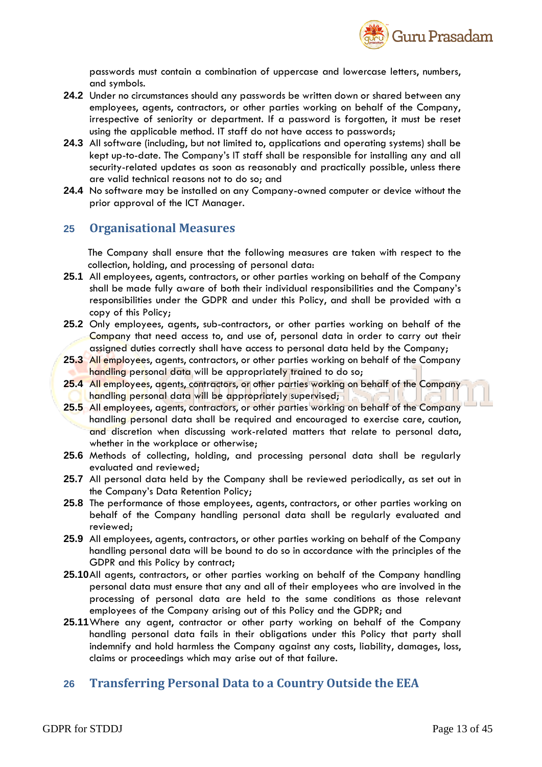passwords must contain a combination of uppercase and lowercase letters, numbers, and symbols.

**24.2** Under no circumstances should any passwords be written down or shared between any employees, agents, contractors, or other parties working on behalf of the Company, irrespective of seniority or department. If a password is forgotten, it must be reset using the applicable method. IT staff do not have access to passwords;

**24.3** All software (including, but not limited to, applications and operating systems) shall be kept up-to-date. The Company's IT staff shall be responsible for installing any and all security-related updates as soon as reasonably and practically possible, unless there are valid technical reasons not to do so; and

**24.4** No software may be installed on any Company-owned computer or device without the prior approval of the ICT Manager.

## 25 Organisational Measures

The Company shall ensure that the following measures are taken with respect to the collection, holding, and processing of personal data:

**25.1** All employees, agents, contractors, or other parties working on behalf of the Company shall be made fully aware of both their individual responsibilities and the Company's responsibilities under the GDPR and under this Policy, and shall be provided with a copy of this Policy;

**25.2** Only employees, agents, sub-contractors, or other parties working on behalf of the Company that need access to, and use of, personal data in order to carry out their assigned duties correctly shall have access to personal data held by the Company;

**25.3** All employees, agents, contractors, or other parties working on behalf of the Company handling personal data will be appropriately trained to do so;

**25.4** All employees, agents, contractors, or other parties working on behalf of the Company handling personal data will be appropriately supervised;

**25.5** All employees, agents, contractors, or other parties working on behalf of the Company handling personal data shall be required and encouraged to exercise care, caution, and discretion when discussing work-related matters that relate to personal data, whether in the workplace or otherwise;

**25.6** Methods of collecting, holding, and processing personal data shall be regularly evaluated and reviewed;

**25.7** All personal data held by the Company shall be reviewed periodically, as set out in the Company's Data Retention Policy;

**25.8** The performance of those employees, agents, contractors, or other parties working on behalf of the Company handling personal data shall be regularly evaluated and reviewed;

**25.9** All employees, agents, contractors, or other parties working on behalf of the Company handling personal data will be bound to do so in accordance with the principles of the GDPR and this Policy by contract;

**25.10** All agents, contractors, or other parties working on behalf of the Company handling personal data must ensure that any and all of their employees who are involved in the processing of personal data are held to the same conditions as those relevant employees of the Company arising out of this Policy and the GDPR; and

**25.11** Where any agent, contractor or other party working on behalf of the Company handling personal data fails in their obligations under this Policy that party shall indemnify and hold harmless the Company against any costs, liability, damages, loss, claims or proceedings which may arise out of that failure.

## 26 Transferring Personal Data to a Country Outside the EEA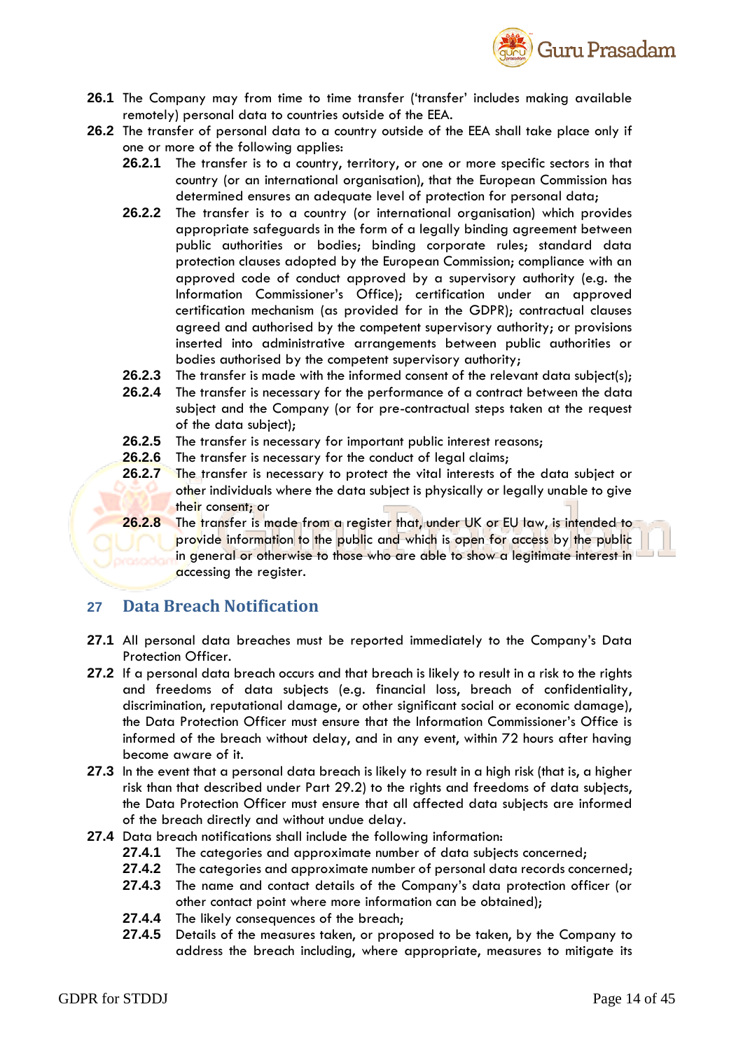**26.1** The Company may from time to time transfer ('transfer' includes making available remotely) personal data to countries outside of the EEA.

**26.2** The transfer of personal data to a country outside of the EEA shall take place only if one or more of the following applies:

- **26.2.1** The transfer is to a country, territory, or one or more specific sectors in that country (or an international organisation), that the European Commission has determined ensures an adequate level of protection for personal data;
- **26.2.2** The transfer is to a country (or international organisation) which provides appropriate safeguards in the form of a legally binding agreement between public authorities or bodies; binding corporate rules; standard data protection clauses adopted by the European Commission; compliance with an approved code of conduct approved by a supervisory authority (e.g. the Information Commissioner's Office); certification under an approved certification mechanism (as provided for in the GDPR); contractual clauses agreed and authorised by the competent supervisory authority; or provisions inserted into administrative arrangements between public authorities or bodies authorised by the competent supervisory authority;
- **26.2.3** The transfer is made with the informed consent of the relevant data subject(s);
- **26.2.4** The transfer is necessary for the performance of a contract between the data subject and the Company (or for pre-contractual steps taken at the request of the data subject);
- **26.2.5** The transfer is necessary for important public interest reasons;
- **26.2.6** The transfer is necessary for the conduct of legal claims;
- **26.2.7** The transfer is necessary to protect the vital interests of the data subject or other individuals where the data subject is physically or legally unable to give their consent; or
- **26.2.8** The transfer is made from a register that, under UK or EU law, is intended to provide information to the public and which is open for access by the public in general or otherwise to those who are able to show a legitimate interest in accessing the register.

## 27 Data Breach Notification

**27.1** All personal data breaches must be reported immediately to the Company's Data Protection Officer.

**27.2** If a personal data breach occurs and that breach is likely to result in a risk to the rights and freedoms of data subjects (e.g. financial loss, breach of confidentiality, discrimination, reputational damage, or other significant social or economic damage), the Data Protection Officer must ensure that the Information Commissioner's Office is informed of the breach without delay, and in any event, within 72 hours after having become aware of it.

**27.3** In the event that a personal data breach is likely to result in a high risk (that is, a higher risk than that described under Part 29.2) to the rights and freedoms of data subjects, the Data Protection Officer must ensure that all affected data subjects are informed of the breach directly and without undue delay.

**27.4** Data breach notifications shall include the following information:

- **27.4.1** The categories and approximate number of data subjects concerned;
- **27.4.2** The categories and approximate number of personal data records concerned;
- **27.4.3** The name and contact details of the Company's data protection officer (or other contact point where more information can be obtained);
- **27.4.4** The likely consequences of the breach;
- **27.4.5** Details of the measures taken, or proposed to be taken, by the Company to address the breach including, where appropriate, measures to mitigate its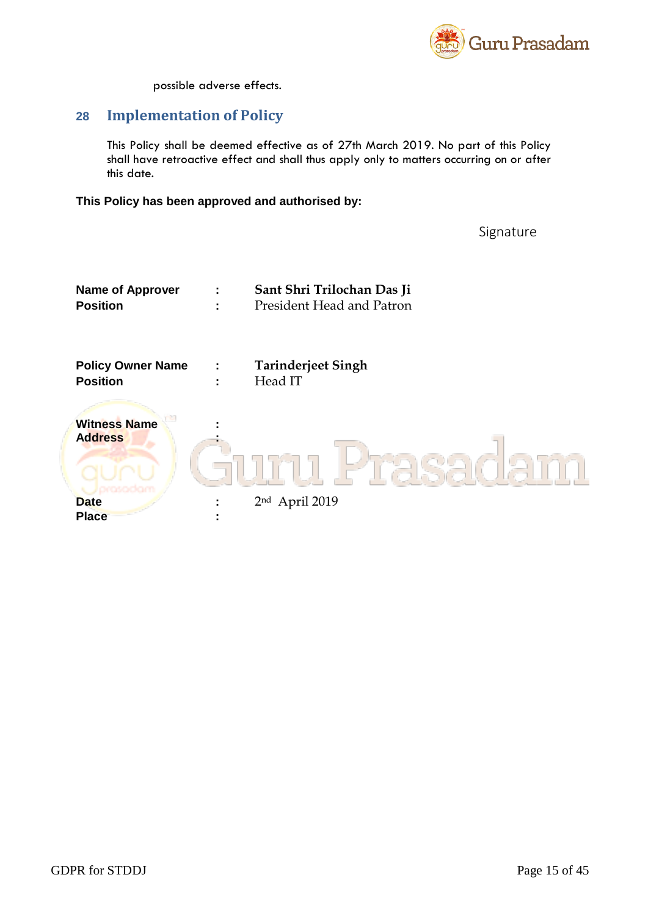possible adverse effects.

## 28 Implementation of Policy

This Policy shall be deemed effective as of 27th March 2019. No part of this Policy shall have retroactive effect and shall thus apply only to matters occurring on or after this date.

**This Policy has been approved and authorised by:**

Signature

| | | |
|---|---|---|
| **Name of Approver** | : | **Sant Shri Trilochan Das Ji** |
| **Position** | : | President Head and Patron |
| | | |
| **Policy Owner Name** | : | **Tarinderjeet Singh** |
| **Position** | : | Head IT |
| | | |
| **Witness Name** | : | |
| **Address** | : | |
| | | |
| **Date** | : | 2nd April 2019 |
| **Place** | : | |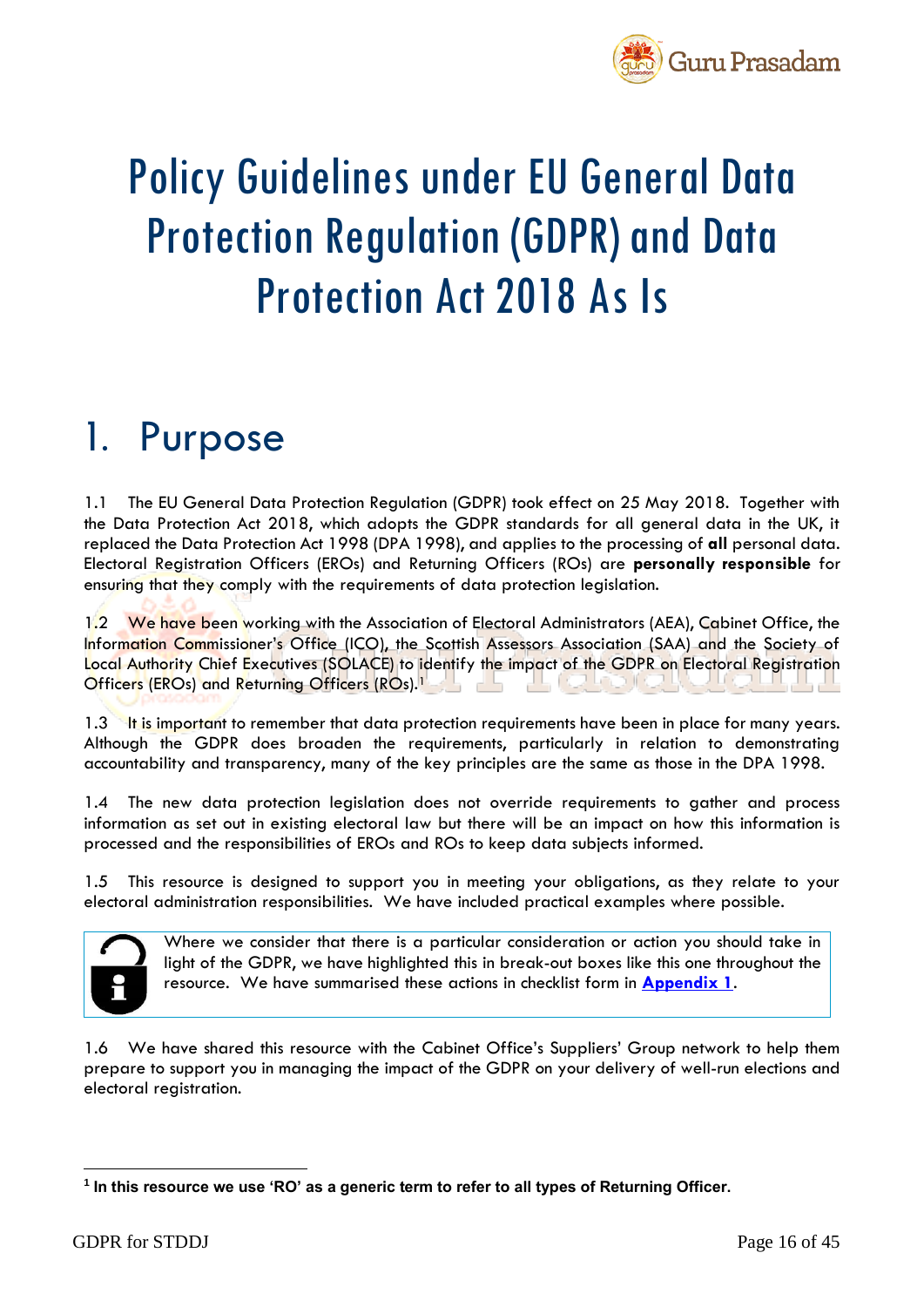# Policy Guidelines under EU General Data Protection Regulation (GDPR) and Data Protection Act 2018 As Is

## 1. Purpose

1.1 The EU General Data Protection Regulation (GDPR) took effect on 25 May 2018. Together with the Data Protection Act 2018, which adopts the GDPR standards for all general data in the UK, it replaced the Data Protection Act 1998 (DPA 1998), and applies to the processing of **all** personal data. Electoral Registration Officers (EROs) and Returning Officers (ROs) are **personally responsible** for ensuring that they comply with the requirements of data protection legislation.

1.2 We have been working with the Association of Electoral Administrators (AEA), Cabinet Office, the Information Commissioner's Office (ICO), the Scottish Assessors Association (SAA) and the Society of Local Authority Chief Executives (SOLACE) to identify the impact of the GDPR on Electoral Registration Officers (EROs) and Returning Officers (ROs).[1]

1.3 It is important to remember that data protection requirements have been in place for many years. Although the GDPR does broaden the requirements, particularly in relation to demonstrating accountability and transparency, many of the key principles are the same as those in the DPA 1998.

1.4 The new data protection legislation does not override requirements to gather and process information as set out in existing electoral law but there will be an impact on how this information is processed and the responsibilities of EROs and ROs to keep data subjects informed.

1.5 This resource is designed to support you in meeting your obligations, as they relate to your electoral administration responsibilities. We have included practical examples where possible.

> Where we consider that there is a particular consideration or action you should take in light of the GDPR, we have highlighted this in break-out boxes like this one throughout the resource. We have summarised these actions in checklist form in **Appendix 1**.

1.6 We have shared this resource with the Cabinet Office's Suppliers' Group network to help them prepare to support you in managing the impact of the GDPR on your delivery of well-run elections and electoral registration.

---

[1] **In this resource we use 'RO' as a generic term to refer to all types of Returning Officer.**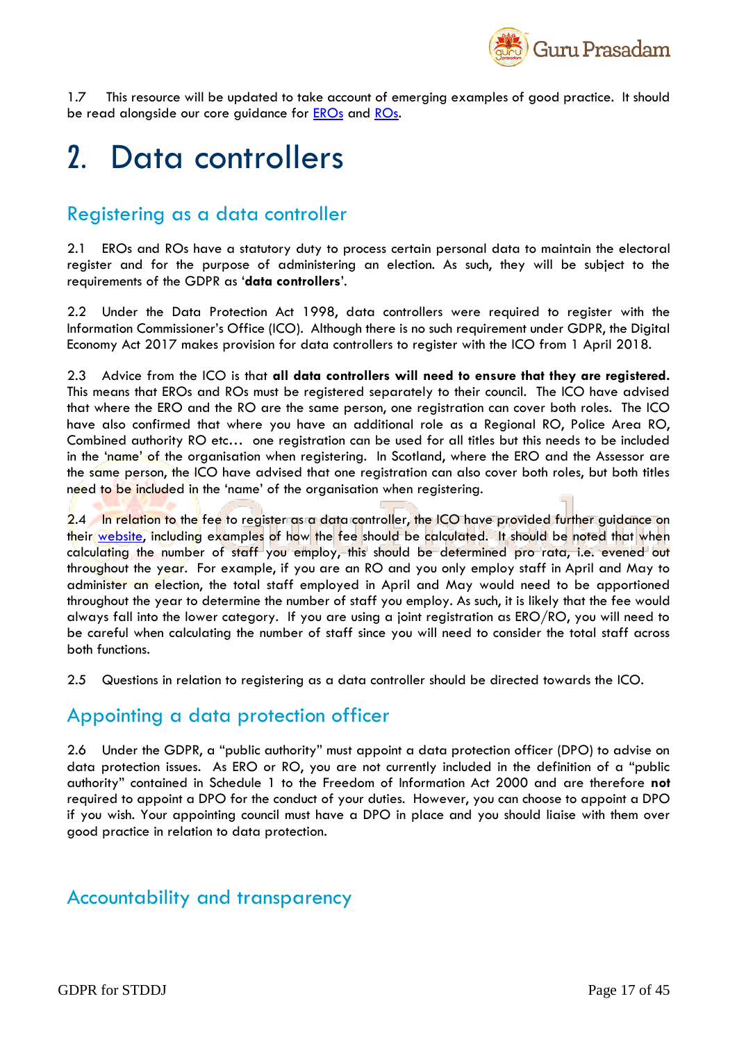1.7 This resource will be updated to take account of emerging examples of good practice. It should be read alongside our core guidance for EROs and ROs.

# 2. Data controllers

## Registering as a data controller

2.1 EROs and ROs have a statutory duty to process certain personal data to maintain the electoral register and for the purpose of administering an election. As such, they will be subject to the requirements of the GDPR as '**data controllers**'.

2.2 Under the Data Protection Act 1998, data controllers were required to register with the Information Commissioner's Office (ICO). Although there is no such requirement under GDPR, the Digital Economy Act 2017 makes provision for data controllers to register with the ICO from 1 April 2018.

2.3 Advice from the ICO is that **all data controllers will need to ensure that they are registered.** This means that EROs and ROs must be registered separately to their council. The ICO have advised that where the ERO and the RO are the same person, one registration can cover both roles. The ICO have also confirmed that where you have an additional role as a Regional RO, Police Area RO, Combined authority RO etc… one registration can be used for all titles but this needs to be included in the 'name' of the organisation when registering. In Scotland, where the ERO and the Assessor are the same person, the ICO have advised that one registration can also cover both roles, but both titles need to be included in the 'name' of the organisation when registering.

2.4 In relation to the fee to register as a data controller, the ICO have provided further guidance on their website, including examples of how the fee should be calculated. It should be noted that when calculating the number of staff you employ, this should be determined pro rata, i.e. evened out throughout the year. For example, if you are an RO and you only employ staff in April and May to administer an election, the total staff employed in April and May would need to be apportioned throughout the year to determine the number of staff you employ. As such, it is likely that the fee would always fall into the lower category. If you are using a joint registration as ERO/RO, you will need to be careful when calculating the number of staff since you will need to consider the total staff across both functions.

2.5 Questions in relation to registering as a data controller should be directed towards the ICO.

## Appointing a data protection officer

2.6 Under the GDPR, a "public authority" must appoint a data protection officer (DPO) to advise on data protection issues. As ERO or RO, you are not currently included in the definition of a "public authority" contained in Schedule 1 to the Freedom of Information Act 2000 and are therefore **not** required to appoint a DPO for the conduct of your duties. However, you can choose to appoint a DPO if you wish. Your appointing council must have a DPO in place and you should liaise with them over good practice in relation to data protection.

## Accountability and transparency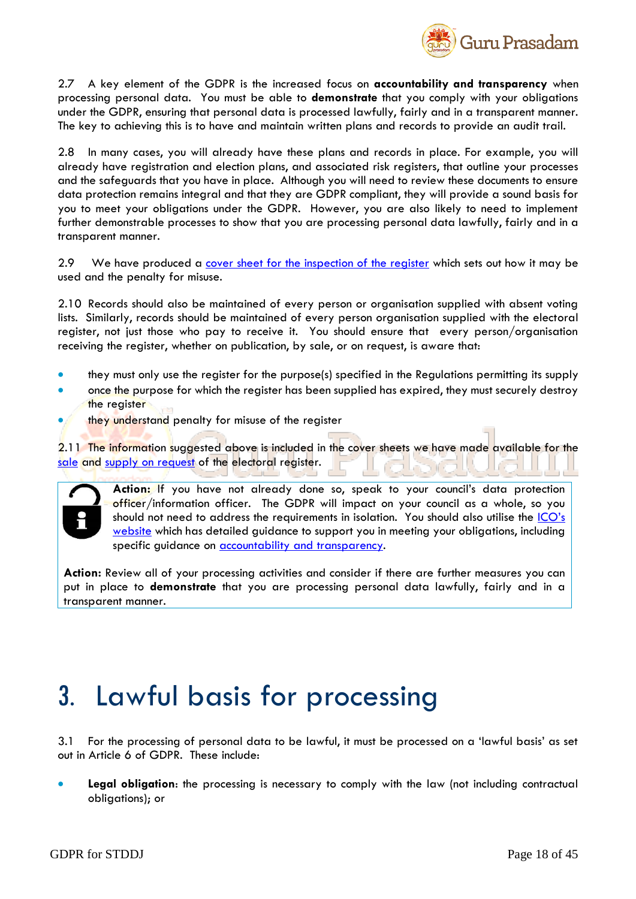2.7 A key element of the GDPR is the increased focus on **accountability and transparency** when processing personal data. You must be able to **demonstrate** that you comply with your obligations under the GDPR, ensuring that personal data is processed lawfully, fairly and in a transparent manner. The key to achieving this is to have and maintain written plans and records to provide an audit trail.

2.8 In many cases, you will already have these plans and records in place. For example, you will already have registration and election plans, and associated risk registers, that outline your processes and the safeguards that you have in place. Although you will need to review these documents to ensure data protection remains integral and that they are GDPR compliant, they will provide a sound basis for you to meet your obligations under the GDPR. However, you are also likely to need to implement further demonstrable processes to show that you are processing personal data lawfully, fairly and in a transparent manner.

2.9 We have produced a cover sheet for the inspection of the register which sets out how it may be used and the penalty for misuse.

2.10 Records should also be maintained of every person or organisation supplied with absent voting lists. Similarly, records should be maintained of every person organisation supplied with the electoral register, not just those who pay to receive it. You should ensure that every person/organisation receiving the register, whether on publication, by sale, or on request, is aware that:

- they must only use the register for the purpose(s) specified in the Regulations permitting its supply
- once the purpose for which the register has been supplied has expired, they must securely destroy the register
- they understand penalty for misuse of the register

2.11 The information suggested above is included in the cover sheets we have made available for the sale and supply on request of the electoral register.

**Action:** If you have not already done so, speak to your council's data protection officer/information officer. The GDPR will impact on your council as a whole, so you should not need to address the requirements in isolation. You should also utilise the ICO's website which has detailed guidance to support you in meeting your obligations, including specific guidance on accountability and transparency.

**Action:** Review all of your processing activities and consider if there are further measures you can put in place to **demonstrate** that you are processing personal data lawfully, fairly and in a transparent manner.

# 3. Lawful basis for processing

3.1 For the processing of personal data to be lawful, it must be processed on a 'lawful basis' as set out in Article 6 of GDPR. These include:

- **Legal obligation**: the processing is necessary to comply with the law (not including contractual obligations); or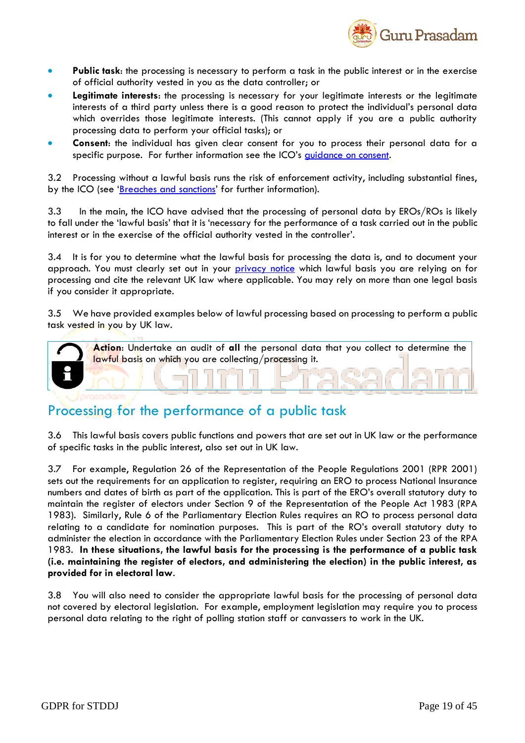- **Public task**: the processing is necessary to perform a task in the public interest or in the exercise of official authority vested in you as the data controller; or
- **Legitimate interests**: the processing is necessary for your legitimate interests or the legitimate interests of a third party unless there is a good reason to protect the individual's personal data which overrides those legitimate interests. (This cannot apply if you are a public authority processing data to perform your official tasks); or
- **Consent**: the individual has given clear consent for you to process their personal data for a specific purpose. For further information see the ICO's guidance on consent.

3.2 Processing without a lawful basis runs the risk of enforcement activity, including substantial fines, by the ICO (see 'Breaches and sanctions' for further information).

3.3 In the main, the ICO have advised that the processing of personal data by EROs/ROs is likely to fall under the 'lawful basis' that it is 'necessary for the performance of a task carried out in the public interest or in the exercise of the official authority vested in the controller'.

3.4 It is for you to determine what the lawful basis for processing the data is, and to document your approach. You must clearly set out in your privacy notice which lawful basis you are relying on for processing and cite the relevant UK law where applicable. You may rely on more than one legal basis if you consider it appropriate.

3.5 We have provided examples below of lawful processing based on processing to perform a public task vested in you by UK law.

**Action**: Undertake an audit of **all** the personal data that you collect to determine the lawful basis on which you are collecting/processing it.

## Processing for the performance of a public task

3.6 This lawful basis covers public functions and powers that are set out in UK law or the performance of specific tasks in the public interest, also set out in UK law.

3.7 For example, Regulation 26 of the Representation of the People Regulations 2001 (RPR 2001) sets out the requirements for an application to register, requiring an ERO to process National Insurance numbers and dates of birth as part of the application. This is part of the ERO's overall statutory duty to maintain the register of electors under Section 9 of the Representation of the People Act 1983 (RPA 1983). Similarly, Rule 6 of the Parliamentary Election Rules requires an RO to process personal data relating to a candidate for nomination purposes. This is part of the RO's overall statutory duty to administer the election in accordance with the Parliamentary Election Rules under Section 23 of the RPA 1983. **In these situations, the lawful basis for the processing is the performance of a public task (i.e. maintaining the register of electors, and administering the election) in the public interest, as provided for in electoral law**.

3.8 You will also need to consider the appropriate lawful basis for the processing of personal data not covered by electoral legislation. For example, employment legislation may require you to process personal data relating to the right of polling station staff or canvassers to work in the UK.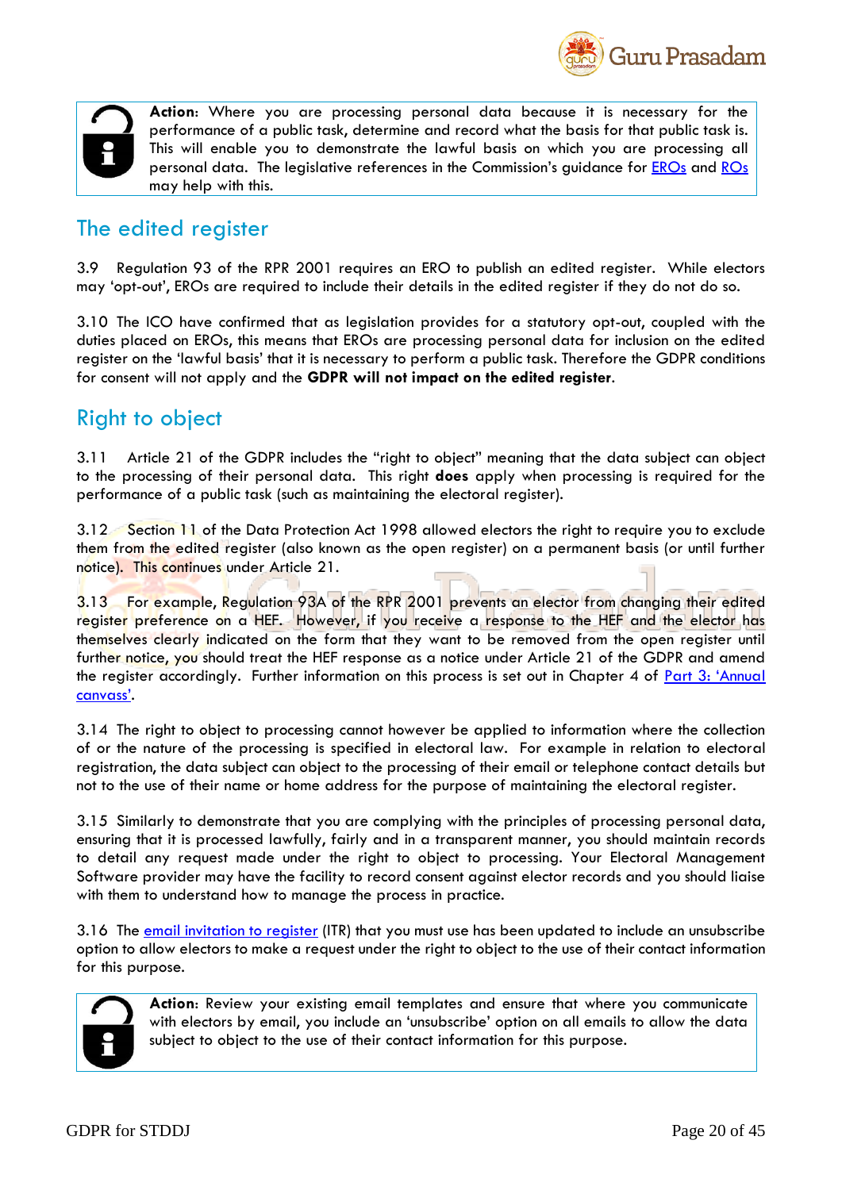**Action**: Where you are processing personal data because it is necessary for the performance of a public task, determine and record what the basis for that public task is. This will enable you to demonstrate the lawful basis on which you are processing all personal data. The legislative references in the Commission's guidance for EROs and ROs may help with this.

## The edited register

3.9 Regulation 93 of the RPR 2001 requires an ERO to publish an edited register. While electors may 'opt-out', EROs are required to include their details in the edited register if they do not do so.

3.10 The ICO have confirmed that as legislation provides for a statutory opt-out, coupled with the duties placed on EROs, this means that EROs are processing personal data for inclusion on the edited register on the 'lawful basis' that it is necessary to perform a public task. Therefore the GDPR conditions for consent will not apply and the **GDPR will not impact on the edited register**.

## Right to object

3.11 Article 21 of the GDPR includes the "right to object" meaning that the data subject can object to the processing of their personal data. This right **does** apply when processing is required for the performance of a public task (such as maintaining the electoral register).

3.12 Section 11 of the Data Protection Act 1998 allowed electors the right to require you to exclude them from the edited register (also known as the open register) on a permanent basis (or until further notice). This continues under Article 21.

3.13 For example, Regulation 93A of the RPR 2001 prevents an elector from changing their edited register preference on a HEF. However, if you receive a response to the HEF and the elector has themselves clearly indicated on the form that they want to be removed from the open register until further notice, you should treat the HEF response as a notice under Article 21 of the GDPR and amend the register accordingly. Further information on this process is set out in Chapter 4 of Part 3: 'Annual canvass'.

3.14 The right to object to processing cannot however be applied to information where the collection of or the nature of the processing is specified in electoral law. For example in relation to electoral registration, the data subject can object to the processing of their email or telephone contact details but not to the use of their name or home address for the purpose of maintaining the electoral register.

3.15 Similarly to demonstrate that you are complying with the principles of processing personal data, ensuring that it is processed lawfully, fairly and in a transparent manner, you should maintain records to detail any request made under the right to object to processing. Your Electoral Management Software provider may have the facility to record consent against elector records and you should liaise with them to understand how to manage the process in practice.

3.16 The email invitation to register (ITR) that you must use has been updated to include an unsubscribe option to allow electors to make a request under the right to object to the use of their contact information for this purpose.

**Action**: Review your existing email templates and ensure that where you communicate with electors by email, you include an 'unsubscribe' option on all emails to allow the data subject to object to the use of their contact information for this purpose.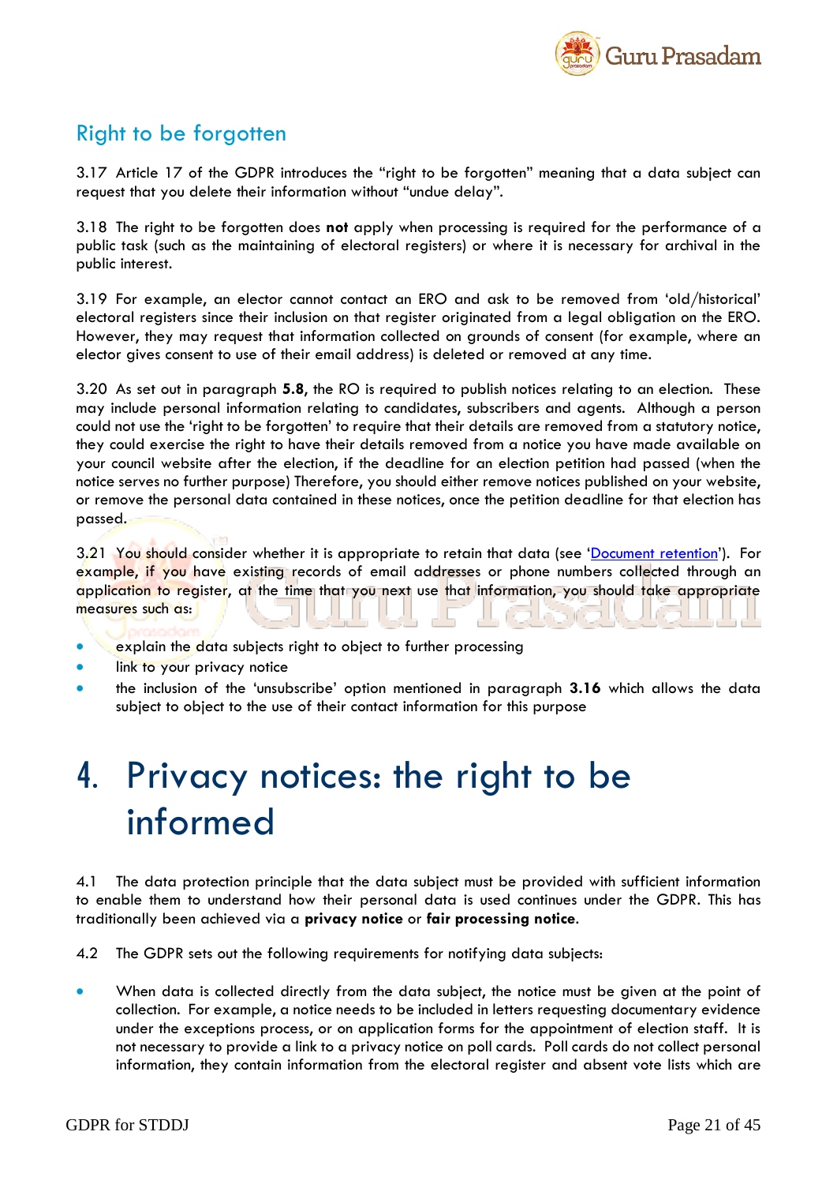## Right to be forgotten

3.17 Article 17 of the GDPR introduces the "right to be forgotten" meaning that a data subject can request that you delete their information without "undue delay".

3.18 The right to be forgotten does **not** apply when processing is required for the performance of a public task (such as the maintaining of electoral registers) or where it is necessary for archival in the public interest.

3.19 For example, an elector cannot contact an ERO and ask to be removed from 'old/historical' electoral registers since their inclusion on that register originated from a legal obligation on the ERO. However, they may request that information collected on grounds of consent (for example, where an elector gives consent to use of their email address) is deleted or removed at any time.

3.20 As set out in paragraph **5.8**, the RO is required to publish notices relating to an election. These may include personal information relating to candidates, subscribers and agents. Although a person could not use the 'right to be forgotten' to require that their details are removed from a statutory notice, they could exercise the right to have their details removed from a notice you have made available on your council website after the election, if the deadline for an election petition had passed (when the notice serves no further purpose) Therefore, you should either remove notices published on your website, or remove the personal data contained in these notices, once the petition deadline for that election has passed.

3.21 You should consider whether it is appropriate to retain that data (see 'Document retention'). For example, if you have existing records of email addresses or phone numbers collected through an application to register, at the time that you next use that information, you should take appropriate measures such as:

- explain the data subjects right to object to further processing
- link to your privacy notice
- the inclusion of the 'unsubscribe' option mentioned in paragraph **3.16** which allows the data subject to object to the use of their contact information for this purpose

# 4. Privacy notices: the right to be informed

4.1 The data protection principle that the data subject must be provided with sufficient information to enable them to understand how their personal data is used continues under the GDPR. This has traditionally been achieved via a **privacy notice** or **fair processing notice**.

4.2 The GDPR sets out the following requirements for notifying data subjects:

- When data is collected directly from the data subject, the notice must be given at the point of collection. For example, a notice needs to be included in letters requesting documentary evidence under the exceptions process, or on application forms for the appointment of election staff. It is not necessary to provide a link to a privacy notice on poll cards. Poll cards do not collect personal information, they contain information from the electoral register and absent vote lists which are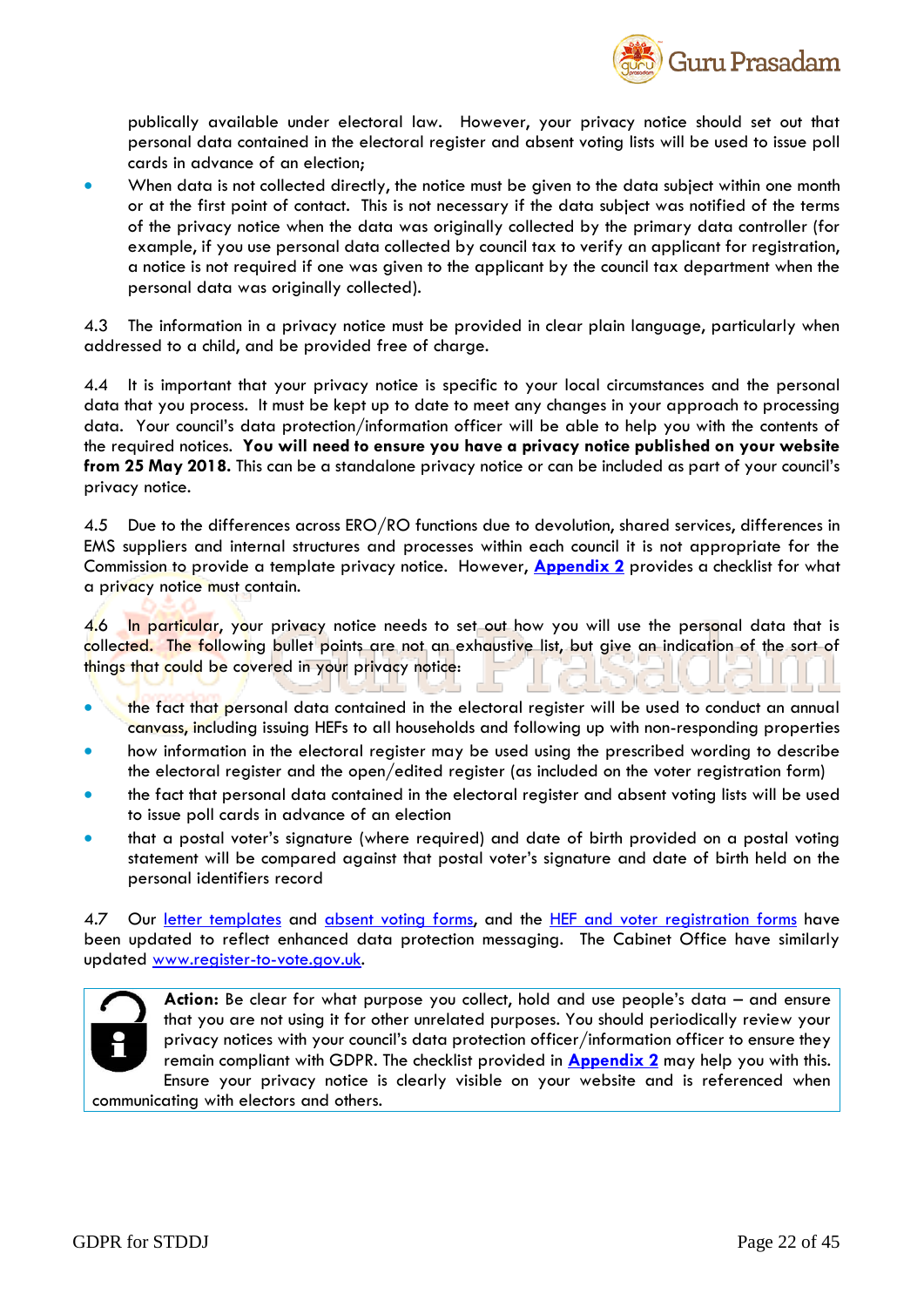publically available under electoral law. However, your privacy notice should set out that personal data contained in the electoral register and absent voting lists will be used to issue poll cards in advance of an election;

- When data is not collected directly, the notice must be given to the data subject within one month or at the first point of contact. This is not necessary if the data subject was notified of the terms of the privacy notice when the data was originally collected by the primary data controller (for example, if you use personal data collected by council tax to verify an applicant for registration, a notice is not required if one was given to the applicant by the council tax department when the personal data was originally collected).

4.3 The information in a privacy notice must be provided in clear plain language, particularly when addressed to a child, and be provided free of charge.

4.4 It is important that your privacy notice is specific to your local circumstances and the personal data that you process. It must be kept up to date to meet any changes in your approach to processing data. Your council's data protection/information officer will be able to help you with the contents of the required notices. **You will need to ensure you have a privacy notice published on your website from 25 May 2018.** This can be a standalone privacy notice or can be included as part of your council's privacy notice.

4.5 Due to the differences across ERO/RO functions due to devolution, shared services, differences in EMS suppliers and internal structures and processes within each council it is not appropriate for the Commission to provide a template privacy notice. However, **Appendix 2** provides a checklist for what a privacy notice must contain.

4.6 In particular, your privacy notice needs to set out how you will use the personal data that is collected. The following bullet points are not an exhaustive list, but give an indication of the sort of things that could be covered in your privacy notice:

- the fact that personal data contained in the electoral register will be used to conduct an annual canvass, including issuing HEFs to all households and following up with non-responding properties
- how information in the electoral register may be used using the prescribed wording to describe the electoral register and the open/edited register (as included on the voter registration form)
- the fact that personal data contained in the electoral register and absent voting lists will be used to issue poll cards in advance of an election
- that a postal voter's signature (where required) and date of birth provided on a postal voting statement will be compared against that postal voter's signature and date of birth held on the personal identifiers record

4.7 Our letter templates and absent voting forms, and the HEF and voter registration forms have been updated to reflect enhanced data protection messaging. The Cabinet Office have similarly updated www.register-to-vote.gov.uk.

**Action:** Be clear for what purpose you collect, hold and use people's data – and ensure that you are not using it for other unrelated purposes. You should periodically review your privacy notices with your council's data protection officer/information officer to ensure they remain compliant with GDPR. The checklist provided in **Appendix 2** may help you with this. Ensure your privacy notice is clearly visible on your website and is referenced when communicating with electors and others.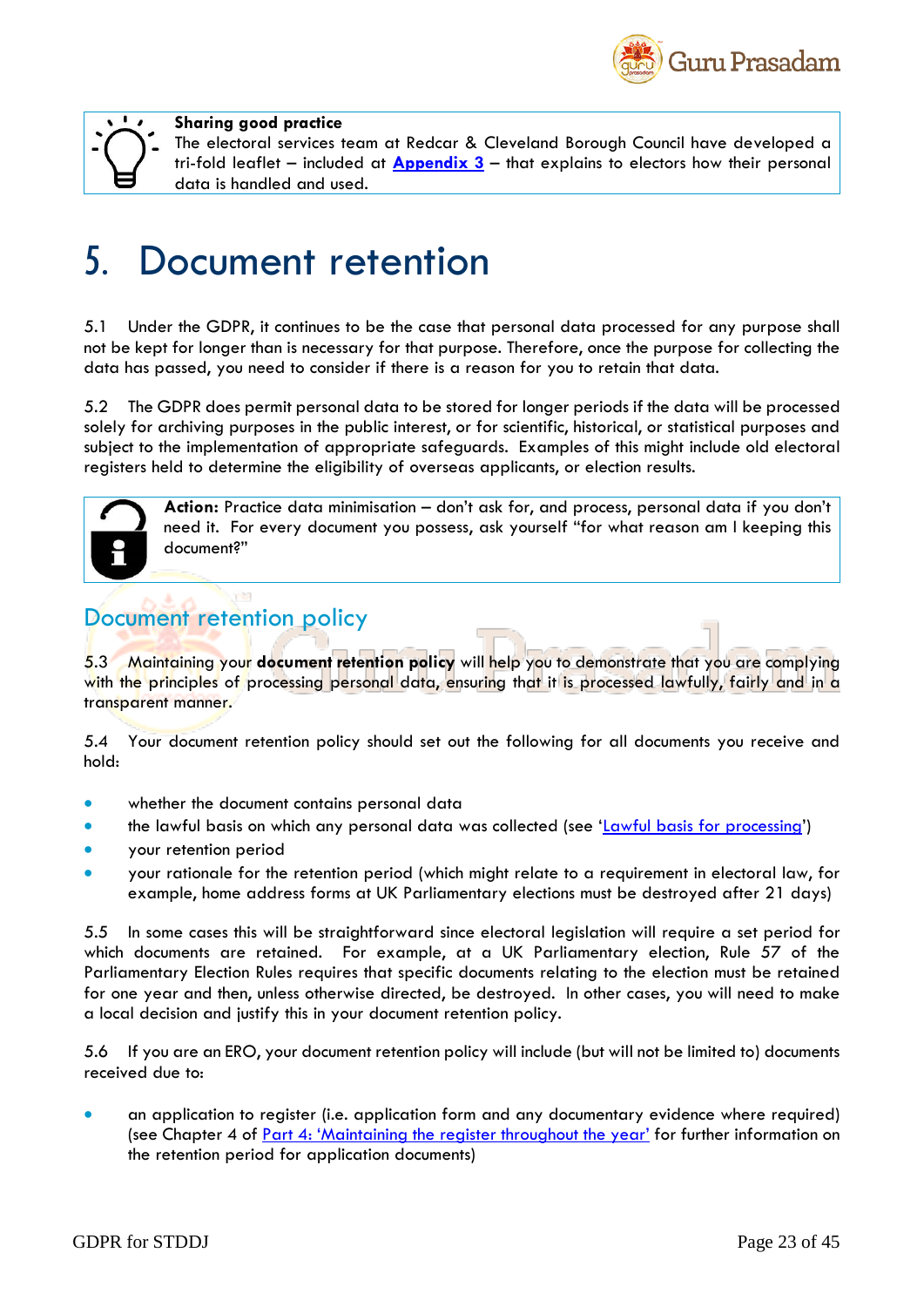> **Sharing good practice**
> The electoral services team at Redcar & Cleveland Borough Council have developed a tri-fold leaflet – included at **Appendix 3** – that explains to electors how their personal data is handled and used.

# 5. Document retention

5.1 Under the GDPR, it continues to be the case that personal data processed for any purpose shall not be kept for longer than is necessary for that purpose. Therefore, once the purpose for collecting the data has passed, you need to consider if there is a reason for you to retain that data.

5.2 The GDPR does permit personal data to be stored for longer periods if the data will be processed solely for archiving purposes in the public interest, or for scientific, historical, or statistical purposes and subject to the implementation of appropriate safeguards. Examples of this might include old electoral registers held to determine the eligibility of overseas applicants, or election results.

> **Action:** Practice data minimisation – don't ask for, and process, personal data if you don't need it. For every document you possess, ask yourself "for what reason am I keeping this document?"

## Document retention policy

5.3 Maintaining your **document retention policy** will help you to demonstrate that you are complying with the principles of processing personal data, ensuring that it is processed lawfully, fairly and in a transparent manner.

5.4 Your document retention policy should set out the following for all documents you receive and hold:

- whether the document contains personal data
- the lawful basis on which any personal data was collected (see 'Lawful basis for processing')
- your retention period
- your rationale for the retention period (which might relate to a requirement in electoral law, for example, home address forms at UK Parliamentary elections must be destroyed after 21 days)

5.5 In some cases this will be straightforward since electoral legislation will require a set period for which documents are retained. For example, at a UK Parliamentary election, Rule 57 of the Parliamentary Election Rules requires that specific documents relating to the election must be retained for one year and then, unless otherwise directed, be destroyed. In other cases, you will need to make a local decision and justify this in your document retention policy.

5.6 If you are an ERO, your document retention policy will include (but will not be limited to) documents received due to:

- an application to register (i.e. application form and any documentary evidence where required) (see Chapter 4 of Part 4: 'Maintaining the register throughout the year' for further information on the retention period for application documents)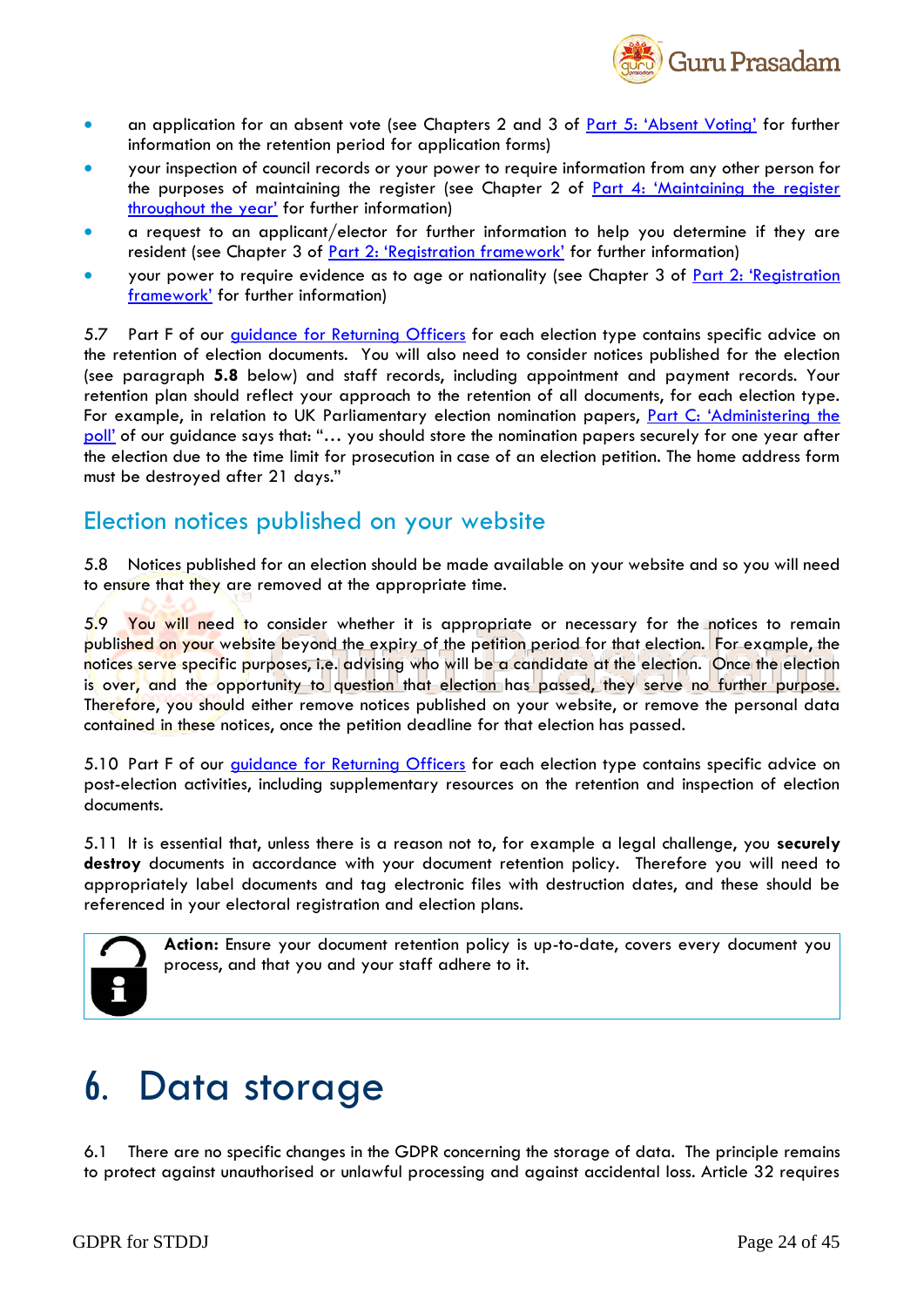- an application for an absent vote (see Chapters 2 and 3 of Part 5: 'Absent Voting' for further information on the retention period for application forms)
- your inspection of council records or your power to require information from any other person for the purposes of maintaining the register (see Chapter 2 of Part 4: 'Maintaining the register throughout the year' for further information)
- a request to an applicant/elector for further information to help you determine if they are resident (see Chapter 3 of Part 2: 'Registration framework' for further information)
- your power to require evidence as to age or nationality (see Chapter 3 of Part 2: 'Registration framework' for further information)

5.7 Part F of our guidance for Returning Officers for each election type contains specific advice on the retention of election documents. You will also need to consider notices published for the election (see paragraph **5.8** below) and staff records, including appointment and payment records. Your retention plan should reflect your approach to the retention of all documents, for each election type. For example, in relation to UK Parliamentary election nomination papers, Part C: 'Administering the poll' of our guidance says that: "… you should store the nomination papers securely for one year after the election due to the time limit for prosecution in case of an election petition. The home address form must be destroyed after 21 days."

## Election notices published on your website

5.8 Notices published for an election should be made available on your website and so you will need to ensure that they are removed at the appropriate time.

5.9 You will need to consider whether it is appropriate or necessary for the notices to remain published on your website beyond the expiry of the petition period for that election. For example, the notices serve specific purposes, i.e. advising who will be a candidate at the election. Once the election is over, and the opportunity to question that election has passed, they serve no further purpose. Therefore, you should either remove notices published on your website, or remove the personal data contained in these notices, once the petition deadline for that election has passed.

5.10 Part F of our guidance for Returning Officers for each election type contains specific advice on post-election activities, including supplementary resources on the retention and inspection of election documents.

5.11 It is essential that, unless there is a reason not to, for example a legal challenge, you **securely destroy** documents in accordance with your document retention policy. Therefore you will need to appropriately label documents and tag electronic files with destruction dates, and these should be referenced in your electoral registration and election plans.

**Action:** Ensure your document retention policy is up-to-date, covers every document you process, and that you and your staff adhere to it.

# 6. Data storage

6.1 There are no specific changes in the GDPR concerning the storage of data. The principle remains to protect against unauthorised or unlawful processing and against accidental loss. Article 32 requires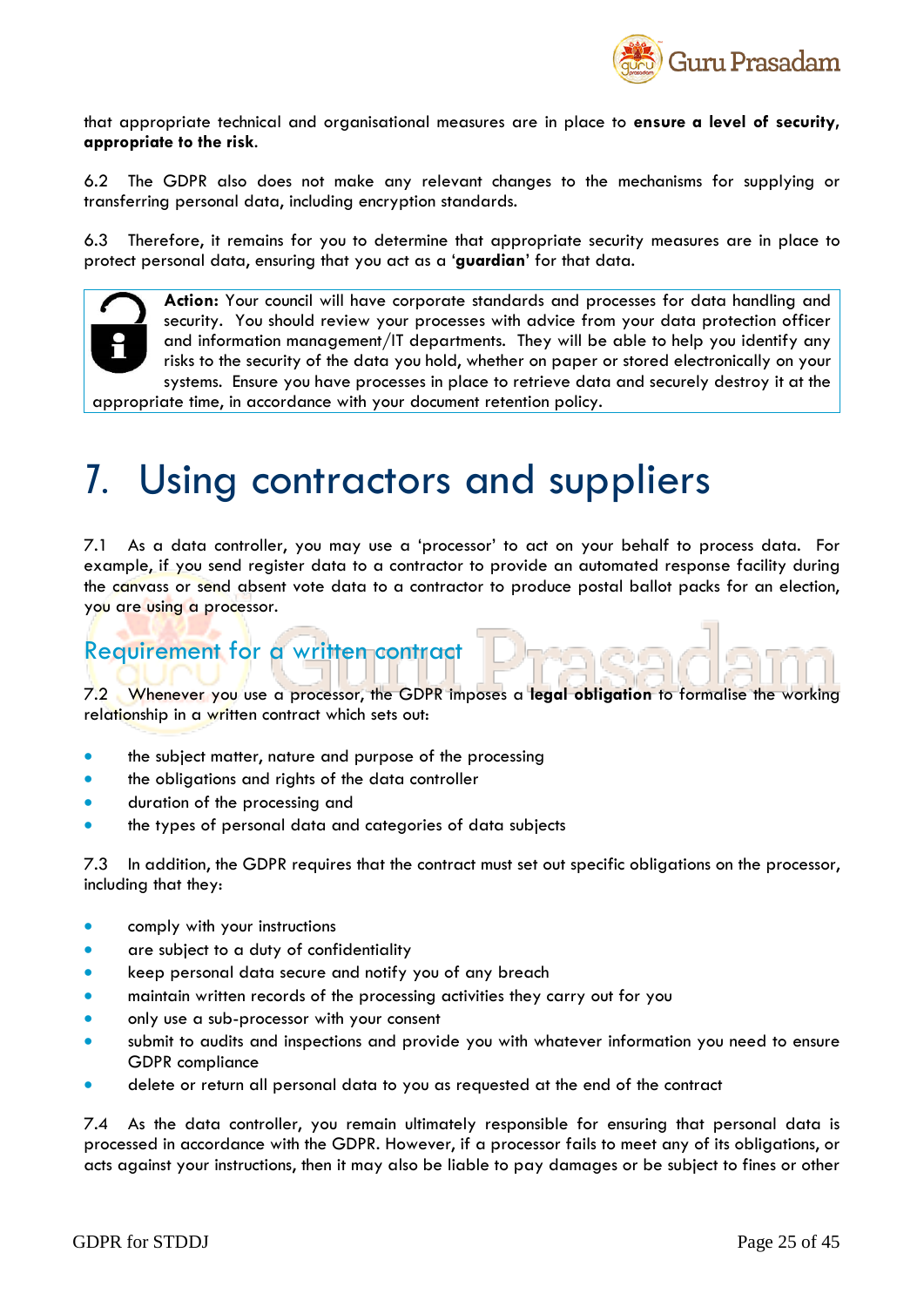that appropriate technical and organisational measures are in place to **ensure a level of security, appropriate to the risk**.

6.2 The GDPR also does not make any relevant changes to the mechanisms for supplying or transferring personal data, including encryption standards.

6.3 Therefore, it remains for you to determine that appropriate security measures are in place to protect personal data, ensuring that you act as a '**guardian**' for that data.

**Action:** Your council will have corporate standards and processes for data handling and security. You should review your processes with advice from your data protection officer and information management/IT departments. They will be able to help you identify any risks to the security of the data you hold, whether on paper or stored electronically on your systems. Ensure you have processes in place to retrieve data and securely destroy it at the appropriate time, in accordance with your document retention policy.

# 7. Using contractors and suppliers

7.1 As a data controller, you may use a 'processor' to act on your behalf to process data. For example, if you send register data to a contractor to provide an automated response facility during the canvass or send absent vote data to a contractor to produce postal ballot packs for an election, you are using a processor.

## Requirement for a written contract

7.2 Whenever you use a processor, the GDPR imposes a **legal obligation** to formalise the working relationship in a written contract which sets out:

- the subject matter, nature and purpose of the processing
- the obligations and rights of the data controller
- duration of the processing and
- the types of personal data and categories of data subjects

7.3 In addition, the GDPR requires that the contract must set out specific obligations on the processor, including that they:

- comply with your instructions
- are subject to a duty of confidentiality
- keep personal data secure and notify you of any breach
- maintain written records of the processing activities they carry out for you
- only use a sub-processor with your consent
- submit to audits and inspections and provide you with whatever information you need to ensure GDPR compliance
- delete or return all personal data to you as requested at the end of the contract

7.4 As the data controller, you remain ultimately responsible for ensuring that personal data is processed in accordance with the GDPR. However, if a processor fails to meet any of its obligations, or acts against your instructions, then it may also be liable to pay damages or be subject to fines or other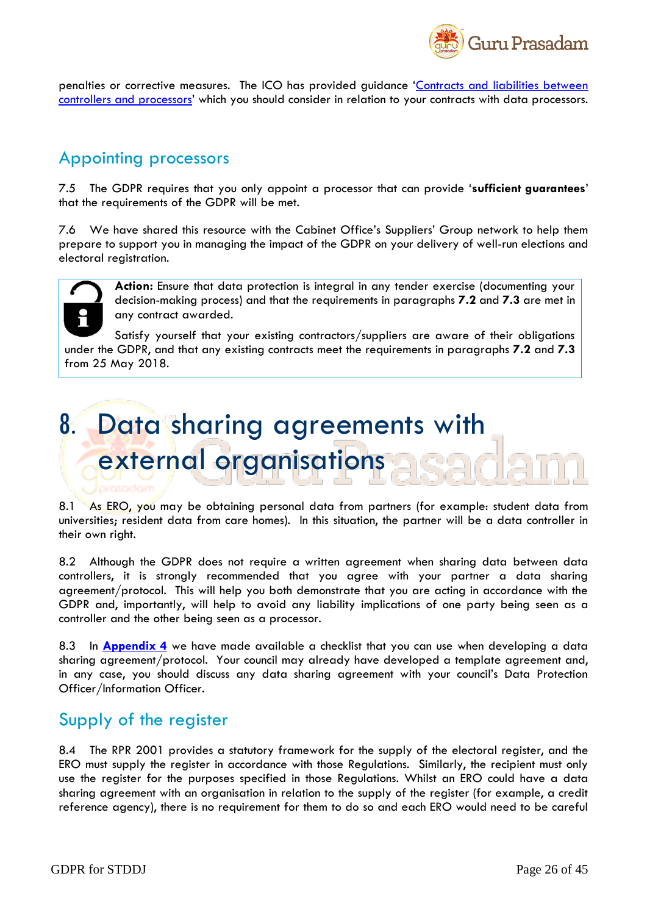penalties or corrective measures. The ICO has provided guidance '[Contracts and liabilities between controllers and processors](#)' which you should consider in relation to your contracts with data processors.

## Appointing processors

7.5 The GDPR requires that you only appoint a processor that can provide '**sufficient guarantees**' that the requirements of the GDPR will be met.

7.6 We have shared this resource with the Cabinet Office's Suppliers' Group network to help them prepare to support you in managing the impact of the GDPR on your delivery of well-run elections and electoral registration.

> **Action:** Ensure that data protection is integral in any tender exercise (documenting your decision-making process) and that the requirements in paragraphs **7.2** and **7.3** are met in any contract awarded.
>
> Satisfy yourself that your existing contractors/suppliers are aware of their obligations under the GDPR, and that any existing contracts meet the requirements in paragraphs **7.2** and **7.3** from 25 May 2018.

# 8. Data sharing agreements with external organisations

8.1 As ERO, you may be obtaining personal data from partners (for example: student data from universities; resident data from care homes). In this situation, the partner will be a data controller in their own right.

8.2 Although the GDPR does not require a written agreement when sharing data between data controllers, it is strongly recommended that you agree with your partner a data sharing agreement/protocol. This will help you both demonstrate that you are acting in accordance with the GDPR and, importantly, will help to avoid any liability implications of one party being seen as a controller and the other being seen as a processor.

8.3 In **[Appendix 4](#)** we have made available a checklist that you can use when developing a data sharing agreement/protocol. Your council may already have developed a template agreement and, in any case, you should discuss any data sharing agreement with your council's Data Protection Officer/Information Officer.

## Supply of the register

8.4 The RPR 2001 provides a statutory framework for the supply of the electoral register, and the ERO must supply the register in accordance with those Regulations. Similarly, the recipient must only use the register for the purposes specified in those Regulations. Whilst an ERO could have a data sharing agreement with an organisation in relation to the supply of the register (for example, a credit reference agency), there is no requirement for them to do so and each ERO would need to be careful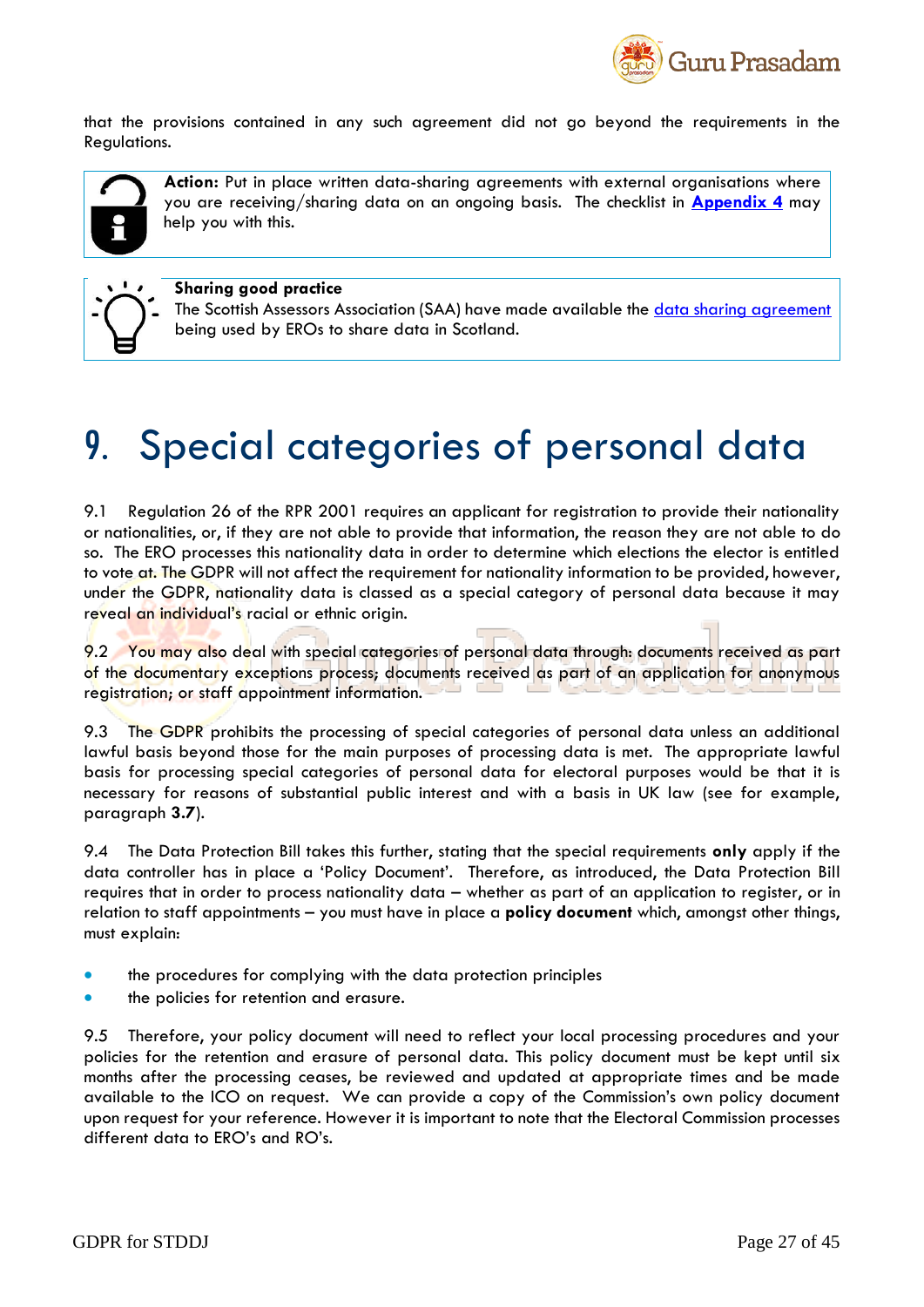that the provisions contained in any such agreement did not go beyond the requirements in the Regulations.

**Action:** Put in place written data-sharing agreements with external organisations where you are receiving/sharing data on an ongoing basis. The checklist in **Appendix 4** may help you with this.

**Sharing good practice**
The Scottish Assessors Association (SAA) have made available the data sharing agreement being used by EROs to share data in Scotland.

# 9. Special categories of personal data

9.1 Regulation 26 of the RPR 2001 requires an applicant for registration to provide their nationality or nationalities, or, if they are not able to provide that information, the reason they are not able to do so. The ERO processes this nationality data in order to determine which elections the elector is entitled to vote at. The GDPR will not affect the requirement for nationality information to be provided, however, under the GDPR, nationality data is classed as a special category of personal data because it may reveal an individual's racial or ethnic origin.

9.2 You may also deal with special categories of personal data through: documents received as part of the documentary exceptions process; documents received as part of an application for anonymous registration; or staff appointment information.

9.3 The GDPR prohibits the processing of special categories of personal data unless an additional lawful basis beyond those for the main purposes of processing data is met. The appropriate lawful basis for processing special categories of personal data for electoral purposes would be that it is necessary for reasons of substantial public interest and with a basis in UK law (see for example, paragraph **3.7**).

9.4 The Data Protection Bill takes this further, stating that the special requirements **only** apply if the data controller has in place a 'Policy Document'. Therefore, as introduced, the Data Protection Bill requires that in order to process nationality data – whether as part of an application to register, or in relation to staff appointments – you must have in place a **policy document** which, amongst other things, must explain:

- the procedures for complying with the data protection principles
- the policies for retention and erasure.

9.5 Therefore, your policy document will need to reflect your local processing procedures and your policies for the retention and erasure of personal data. This policy document must be kept until six months after the processing ceases, be reviewed and updated at appropriate times and be made available to the ICO on request. We can provide a copy of the Commission's own policy document upon request for your reference. However it is important to note that the Electoral Commission processes different data to ERO's and RO's.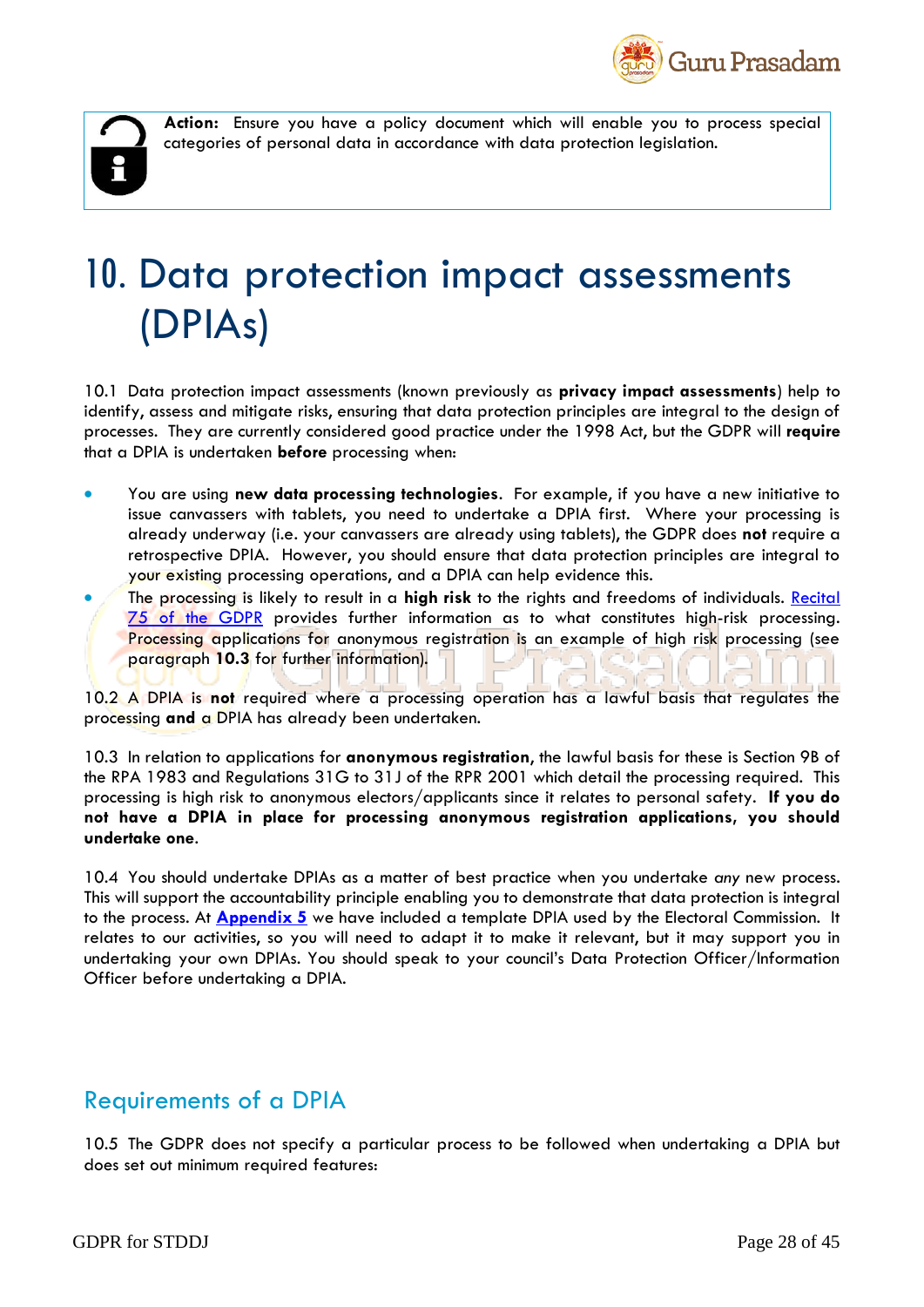**Action:** Ensure you have a policy document which will enable you to process special categories of personal data in accordance with data protection legislation.

# 10. Data protection impact assessments (DPIAs)

10.1 Data protection impact assessments (known previously as **privacy impact assessments**) help to identify, assess and mitigate risks, ensuring that data protection principles are integral to the design of processes. They are currently considered good practice under the 1998 Act, but the GDPR will **require** that a DPIA is undertaken **before** processing when:

- You are using **new data processing technologies**. For example, if you have a new initiative to issue canvassers with tablets, you need to undertake a DPIA first. Where your processing is already underway (i.e. your canvassers are already using tablets), the GDPR does **not** require a retrospective DPIA. However, you should ensure that data protection principles are integral to your existing processing operations, and a DPIA can help evidence this.
- The processing is likely to result in a **high risk** to the rights and freedoms of individuals. Recital 75 of the GDPR provides further information as to what constitutes high-risk processing. Processing applications for anonymous registration is an example of high risk processing (see paragraph **10.3** for further information).

10.2 A DPIA is **not** required where a processing operation has a lawful basis that regulates the processing **and** a DPIA has already been undertaken.

10.3 In relation to applications for **anonymous registration**, the lawful basis for these is Section 9B of the RPA 1983 and Regulations 31G to 31J of the RPR 2001 which detail the processing required. This processing is high risk to anonymous electors/applicants since it relates to personal safety. **If you do not have a DPIA in place for processing anonymous registration applications, you should undertake one.**

10.4 You should undertake DPIAs as a matter of best practice when you undertake *any* new process. This will support the accountability principle enabling you to demonstrate that data protection is integral to the process. At **Appendix 5** we have included a template DPIA used by the Electoral Commission. It relates to our activities, so you will need to adapt it to make it relevant, but it may support you in undertaking your own DPIAs. You should speak to your council's Data Protection Officer/Information Officer before undertaking a DPIA.

## Requirements of a DPIA

10.5 The GDPR does not specify a particular process to be followed when undertaking a DPIA but does set out minimum required features: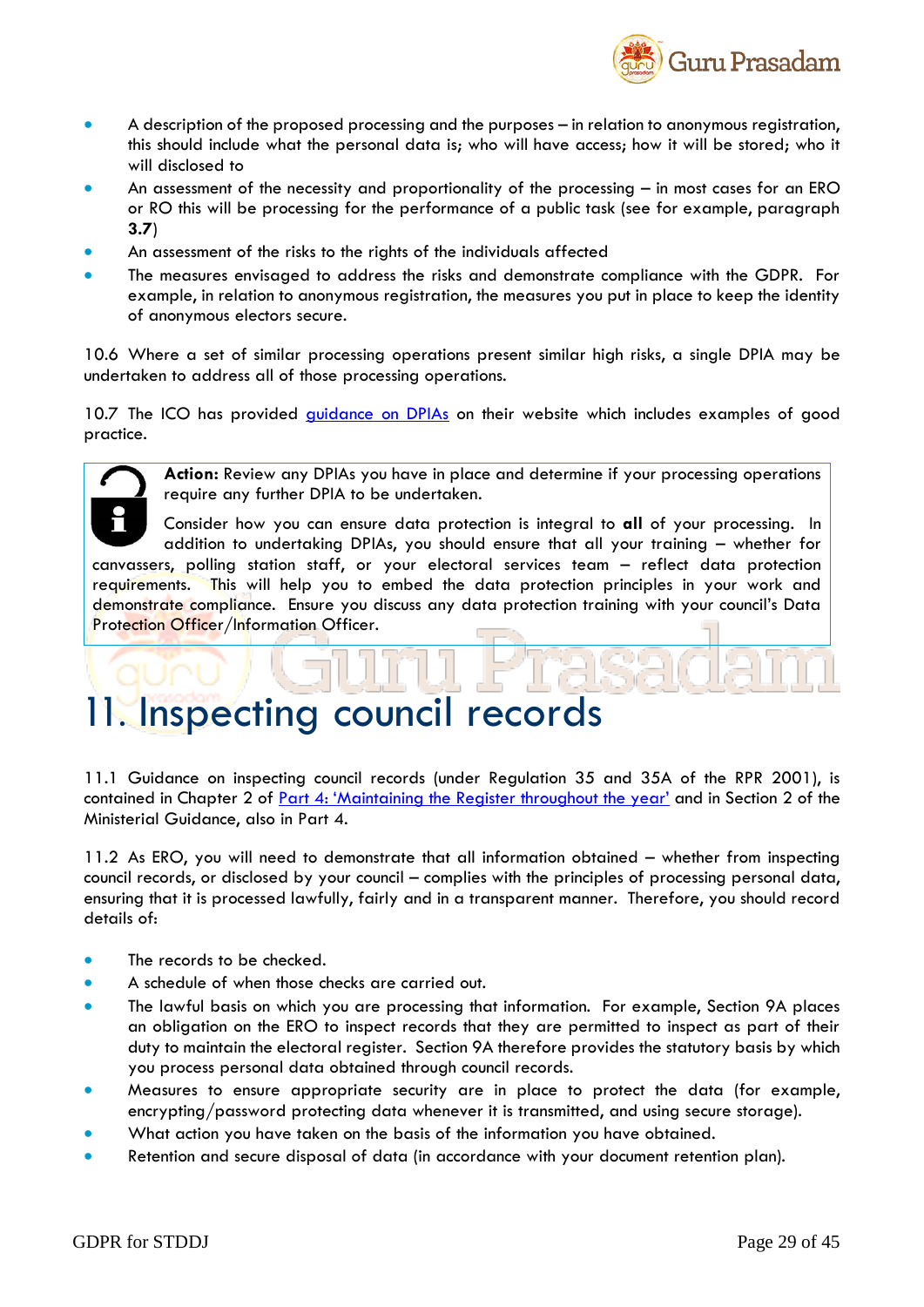- A description of the proposed processing and the purposes – in relation to anonymous registration, this should include what the personal data is; who will have access; how it will be stored; who it will disclosed to
- An assessment of the necessity and proportionality of the processing – in most cases for an ERO or RO this will be processing for the performance of a public task (see for example, paragraph **3.7**)
- An assessment of the risks to the rights of the individuals affected
- The measures envisaged to address the risks and demonstrate compliance with the GDPR. For example, in relation to anonymous registration, the measures you put in place to keep the identity of anonymous electors secure.

10.6 Where a set of similar processing operations present similar high risks, a single DPIA may be undertaken to address all of those processing operations.

10.7 The ICO has provided [guidance on DPIAs]() on their website which includes examples of good practice.

**Action:** Review any DPIAs you have in place and determine if your processing operations require any further DPIA to be undertaken.

Consider how you can ensure data protection is integral to **all** of your processing. In addition to undertaking DPIAs, you should ensure that all your training – whether for canvassers, polling station staff, or your electoral services team – reflect data protection requirements. This will help you to embed the data protection principles in your work and demonstrate compliance. Ensure you discuss any data protection training with your council's Data Protection Officer/Information Officer.

# 11. Inspecting council records

11.1 Guidance on inspecting council records (under Regulation 35 and 35A of the RPR 2001), is contained in Chapter 2 of [Part 4: 'Maintaining the Register throughout the year']() and in Section 2 of the Ministerial Guidance, also in Part 4.

11.2 As ERO, you will need to demonstrate that all information obtained – whether from inspecting council records, or disclosed by your council – complies with the principles of processing personal data, ensuring that it is processed lawfully, fairly and in a transparent manner. Therefore, you should record details of:

- The records to be checked.
- A schedule of when those checks are carried out.
- The lawful basis on which you are processing that information. For example, Section 9A places an obligation on the ERO to inspect records that they are permitted to inspect as part of their duty to maintain the electoral register. Section 9A therefore provides the statutory basis by which you process personal data obtained through council records.
- Measures to ensure appropriate security are in place to protect the data (for example, encrypting/password protecting data whenever it is transmitted, and using secure storage).
- What action you have taken on the basis of the information you have obtained.
- Retention and secure disposal of data (in accordance with your document retention plan).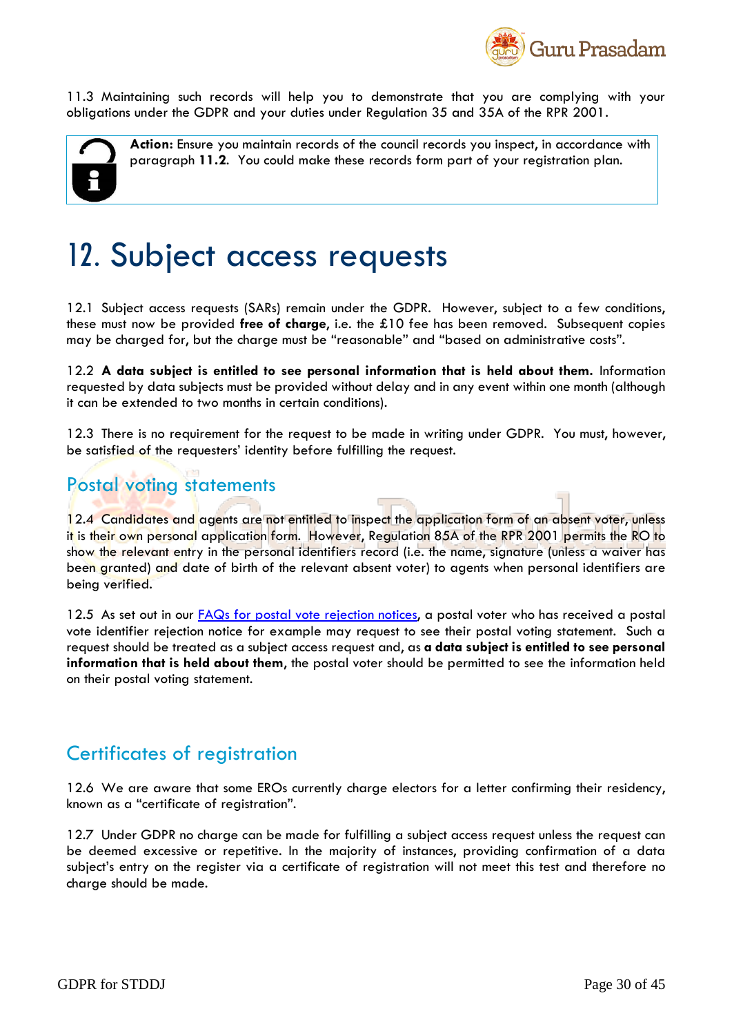11.3 Maintaining such records will help you to demonstrate that you are complying with your obligations under the GDPR and your duties under Regulation 35 and 35A of the RPR 2001.

**Action:** Ensure you maintain records of the council records you inspect, in accordance with paragraph **11.2**. You could make these records form part of your registration plan.

# 12. Subject access requests

12.1 Subject access requests (SARs) remain under the GDPR. However, subject to a few conditions, these must now be provided **free of charge**, i.e. the £10 fee has been removed. Subsequent copies may be charged for, but the charge must be "reasonable" and "based on administrative costs".

12.2 **A data subject is entitled to see personal information that is held about them.** Information requested by data subjects must be provided without delay and in any event within one month (although it can be extended to two months in certain conditions).

12.3 There is no requirement for the request to be made in writing under GDPR. You must, however, be satisfied of the requesters' identity before fulfilling the request.

## Postal voting statements

12.4 Candidates and agents are not entitled to inspect the application form of an absent voter, unless it is their own personal application form. However, Regulation 85A of the RPR 2001 permits the RO to show the relevant entry in the personal identifiers record (i.e. the name, signature (unless a waiver has been granted) and date of birth of the relevant absent voter) to agents when personal identifiers are being verified.

12.5 As set out in our FAQs for postal vote rejection notices, a postal voter who has received a postal vote identifier rejection notice for example may request to see their postal voting statement. Such a request should be treated as a subject access request and, as **a data subject is entitled to see personal information that is held about them**, the postal voter should be permitted to see the information held on their postal voting statement.

## Certificates of registration

12.6 We are aware that some EROs currently charge electors for a letter confirming their residency, known as a "certificate of registration".

12.7 Under GDPR no charge can be made for fulfilling a subject access request unless the request can be deemed excessive or repetitive. In the majority of instances, providing confirmation of a data subject's entry on the register via a certificate of registration will not meet this test and therefore no charge should be made.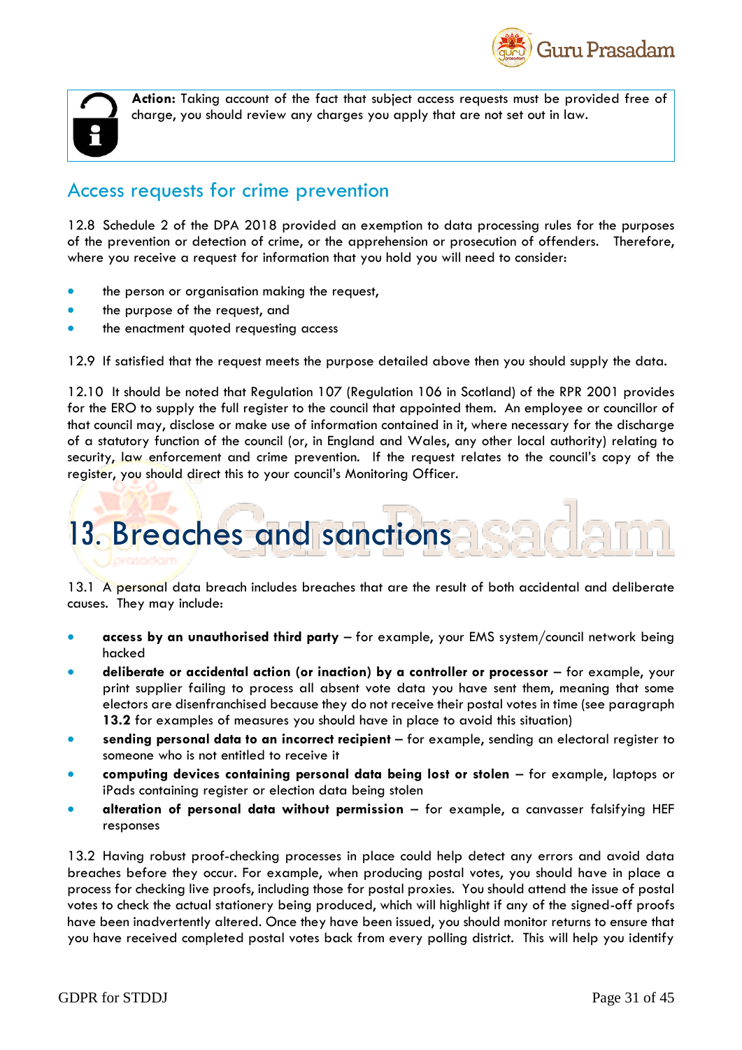> **Action:** Taking account of the fact that subject access requests must be provided free of charge, you should review any charges you apply that are not set out in law.

## Access requests for crime prevention

12.8 Schedule 2 of the DPA 2018 provided an exemption to data processing rules for the purposes of the prevention or detection of crime, or the apprehension or prosecution of offenders. Therefore, where you receive a request for information that you hold you will need to consider:

- the person or organisation making the request,
- the purpose of the request, and
- the enactment quoted requesting access

12.9 If satisfied that the request meets the purpose detailed above then you should supply the data.

12.10 It should be noted that Regulation 107 (Regulation 106 in Scotland) of the RPR 2001 provides for the ERO to supply the full register to the council that appointed them. An employee or councillor of that council may, disclose or make use of information contained in it, where necessary for the discharge of a statutory function of the council (or, in England and Wales, any other local authority) relating to security, law enforcement and crime prevention. If the request relates to the council's copy of the register, you should direct this to your council's Monitoring Officer.

# 13. Breaches and sanctions

13.1 A personal data breach includes breaches that are the result of both accidental and deliberate causes. They may include:

- **access by an unauthorised third party** – for example, your EMS system/council network being hacked
- **deliberate or accidental action (or inaction) by a controller or processor** – for example, your print supplier failing to process all absent vote data you have sent them, meaning that some electors are disenfranchised because they do not receive their postal votes in time (see paragraph **13.2** for examples of measures you should have in place to avoid this situation)
- **sending personal data to an incorrect recipient** – for example, sending an electoral register to someone who is not entitled to receive it
- **computing devices containing personal data being lost or stolen** – for example, laptops or iPads containing register or election data being stolen
- **alteration of personal data without permission** – for example, a canvasser falsifying HEF responses

13.2 Having robust proof-checking processes in place could help detect any errors and avoid data breaches before they occur. For example, when producing postal votes, you should have in place a process for checking live proofs, including those for postal proxies. You should attend the issue of postal votes to check the actual stationery being produced, which will highlight if any of the signed-off proofs have been inadvertently altered. Once they have been issued, you should monitor returns to ensure that you have received completed postal votes back from every polling district. This will help you identify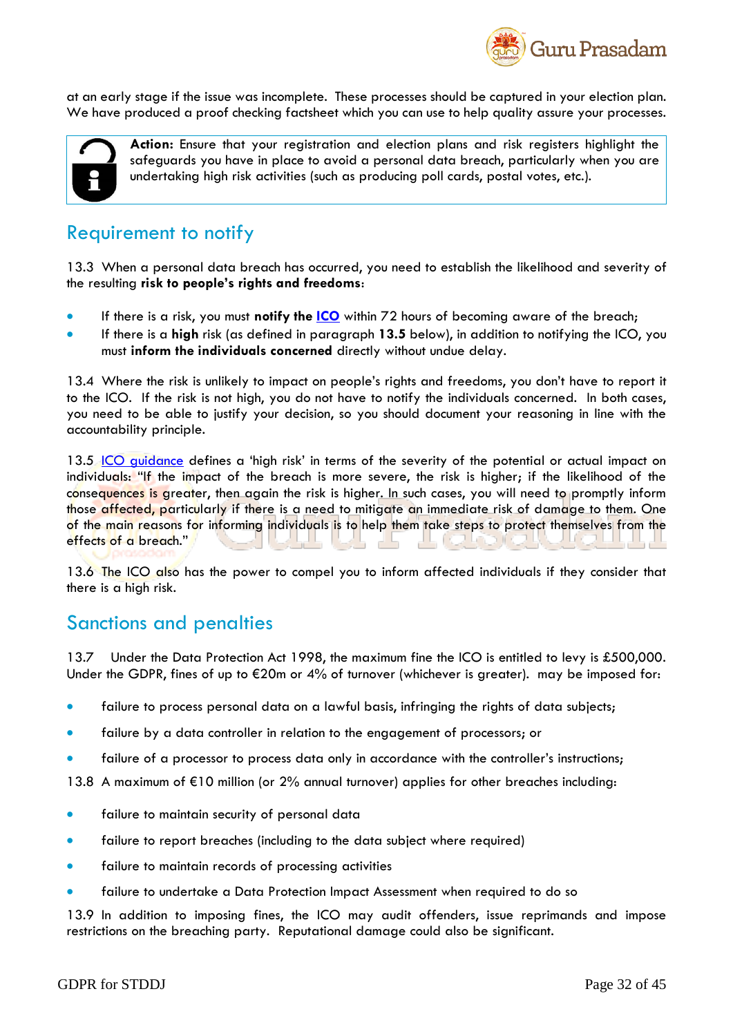at an early stage if the issue was incomplete. These processes should be captured in your election plan. We have produced a proof checking factsheet which you can use to help quality assure your processes.

**Action:** Ensure that your registration and election plans and risk registers highlight the safeguards you have in place to avoid a personal data breach, particularly when you are undertaking high risk activities (such as producing poll cards, postal votes, etc.).

## Requirement to notify

13.3 When a personal data breach has occurred, you need to establish the likelihood and severity of the resulting **risk to people's rights and freedoms**:

- If there is a risk, you must **notify the ICO** within 72 hours of becoming aware of the breach;
- If there is a **high** risk (as defined in paragraph **13.5** below), in addition to notifying the ICO, you must **inform the individuals concerned** directly without undue delay.

13.4 Where the risk is unlikely to impact on people's rights and freedoms, you don't have to report it to the ICO. If the risk is not high, you do not have to notify the individuals concerned. In both cases, you need to be able to justify your decision, so you should document your reasoning in line with the accountability principle.

13.5 ICO guidance defines a 'high risk' in terms of the severity of the potential or actual impact on individuals: "If the impact of the breach is more severe, the risk is higher; if the likelihood of the consequences is greater, then again the risk is higher. In such cases, you will need to promptly inform those affected, particularly if there is a need to mitigate an immediate risk of damage to them. One of the main reasons for informing individuals is to help them take steps to protect themselves from the effects of a breach."

13.6 The ICO also has the power to compel you to inform affected individuals if they consider that there is a high risk.

## Sanctions and penalties

13.7 Under the Data Protection Act 1998, the maximum fine the ICO is entitled to levy is £500,000. Under the GDPR, fines of up to €20m or 4% of turnover (whichever is greater). may be imposed for:

- failure to process personal data on a lawful basis, infringing the rights of data subjects;
- failure by a data controller in relation to the engagement of processors; or
- failure of a processor to process data only in accordance with the controller's instructions;

13.8 A maximum of €10 million (or 2% annual turnover) applies for other breaches including:

- failure to maintain security of personal data
- failure to report breaches (including to the data subject where required)
- failure to maintain records of processing activities
- failure to undertake a Data Protection Impact Assessment when required to do so

13.9 In addition to imposing fines, the ICO may audit offenders, issue reprimands and impose restrictions on the breaching party. Reputational damage could also be significant.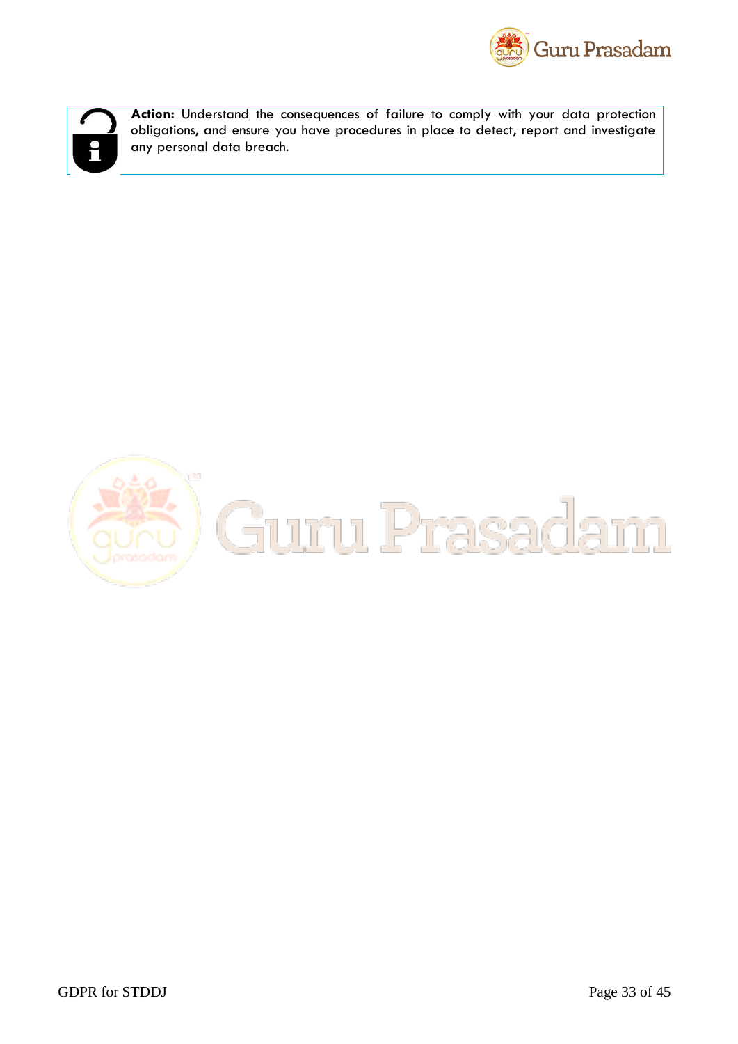**Action:** Understand the consequences of failure to comply with your data protection obligations, and ensure you have procedures in place to detect, report and investigate any personal data breach.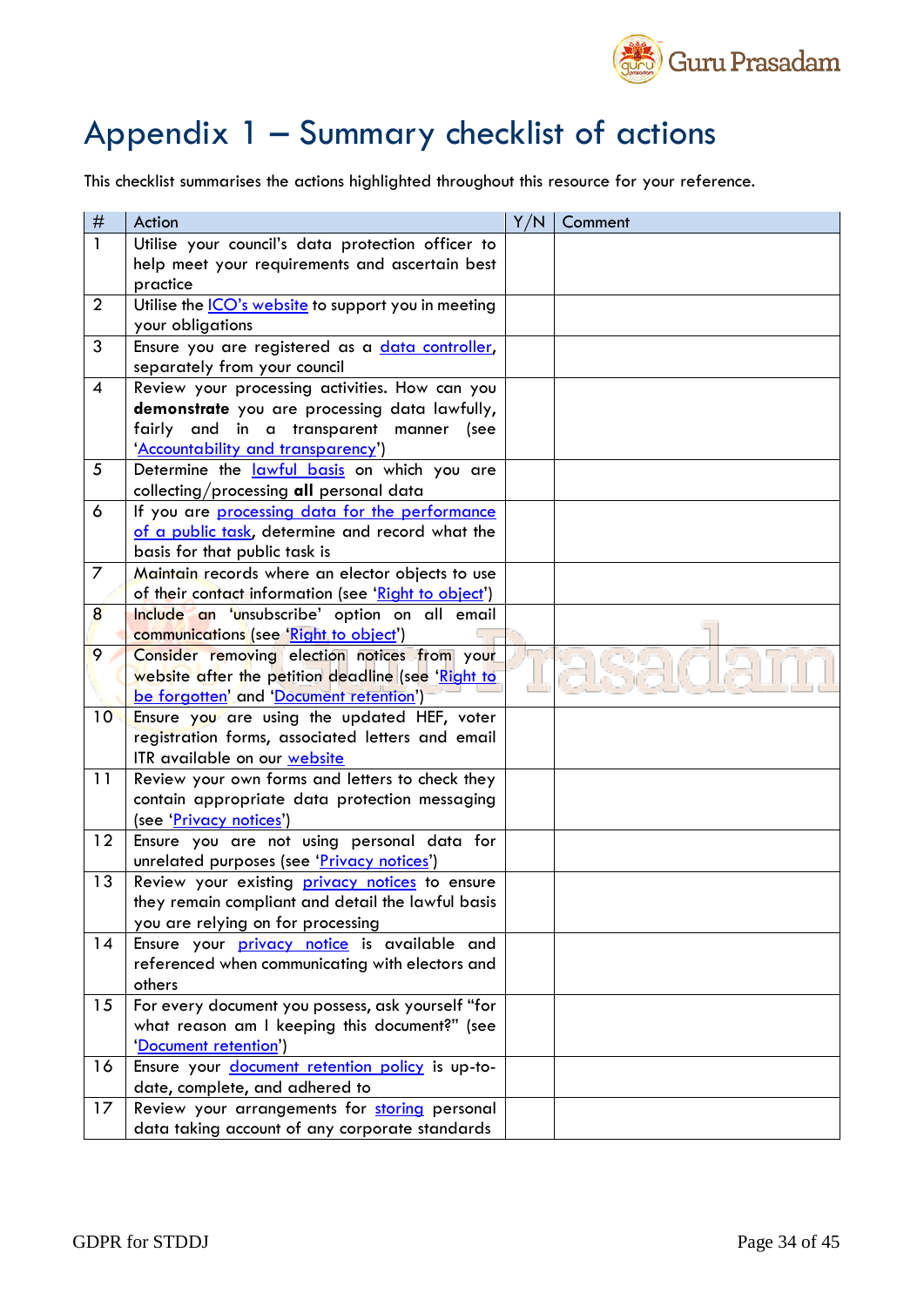# Appendix 1 – Summary checklist of actions

This checklist summarises the actions highlighted throughout this resource for your reference.

| # | Action | Y/N | Comment |
|---|---|---|---|
| 1 | Utilise your council's data protection officer to help meet your requirements and ascertain best practice | | |
| 2 | Utilise the ICO's website to support you in meeting your obligations | | |
| 3 | Ensure you are registered as a data controller, separately from your council | | |
| 4 | Review your processing activities. How can you **demonstrate** you are processing data lawfully, fairly and in a transparent manner (see 'Accountability and transparency') | | |
| 5 | Determine the lawful basis on which you are collecting/processing **all** personal data | | |
| 6 | If you are processing data for the performance of a public task, determine and record what the basis for that public task is | | |
| 7 | Maintain records where an elector objects to use of their contact information (see 'Right to object') | | |
| 8 | Include an 'unsubscribe' option on all email communications (see 'Right to object') | | |
| 9 | Consider removing election notices from your website after the petition deadline (see 'Right to be forgotten' and 'Document retention') | | |
| 10 | Ensure you are using the updated HEF, voter registration forms, associated letters and email ITR available on our website | | |
| 11 | Review your own forms and letters to check they contain appropriate data protection messaging (see 'Privacy notices') | | |
| 12 | Ensure you are not using personal data for unrelated purposes (see 'Privacy notices') | | |
| 13 | Review your existing privacy notices to ensure they remain compliant and detail the lawful basis you are relying on for processing | | |
| 14 | Ensure your privacy notice is available and referenced when communicating with electors and others | | |
| 15 | For every document you possess, ask yourself "for what reason am I keeping this document?" (see 'Document retention') | | |
| 16 | Ensure your document retention policy is up-to-date, complete, and adhered to | | |
| 17 | Review your arrangements for storing personal data taking account of any corporate standards | | |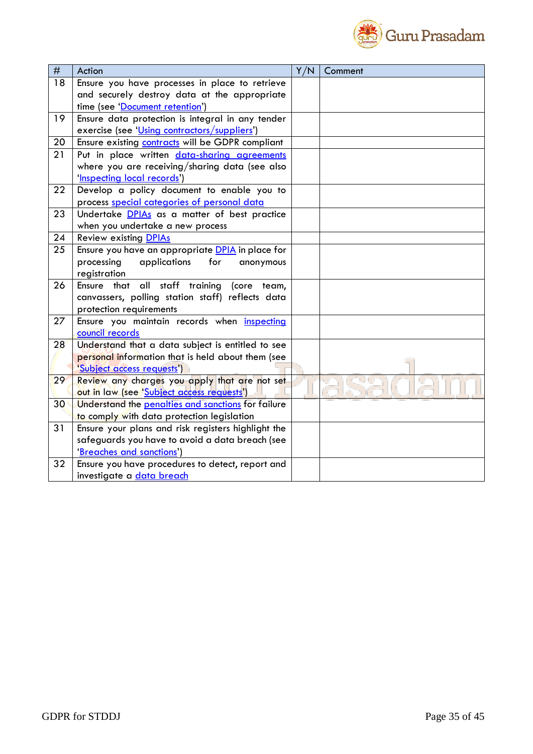| # | Action | Y/N | Comment |
|---|---|---|---|
| 18 | Ensure you have processes in place to retrieve and securely destroy data at the appropriate time (see 'Document retention') | | |
| 19 | Ensure data protection is integral in any tender exercise (see 'Using contractors/suppliers') | | |
| 20 | Ensure existing contracts will be GDPR compliant | | |
| 21 | Put in place written data-sharing agreements where you are receiving/sharing data (see also 'Inspecting local records') | | |
| 22 | Develop a policy document to enable you to process special categories of personal data | | |
| 23 | Undertake DPIAs as a matter of best practice when you undertake a new process | | |
| 24 | Review existing DPIAs | | |
| 25 | Ensure you have an appropriate DPIA in place for processing applications for anonymous registration | | |
| 26 | Ensure that all staff training (core team, canvassers, polling station staff) reflects data protection requirements | | |
| 27 | Ensure you maintain records when inspecting council records | | |
| 28 | Understand that a data subject is entitled to see personal information that is held about them (see 'Subject access requests') | | |
| 29 | Review any charges you apply that are not set out in law (see 'Subject access requests') | | |
| 30 | Understand the penalties and sanctions for failure to comply with data protection legislation | | |
| 31 | Ensure your plans and risk registers highlight the safeguards you have to avoid a data breach (see 'Breaches and sanctions') | | |
| 32 | Ensure you have procedures to detect, report and investigate a data breach | | |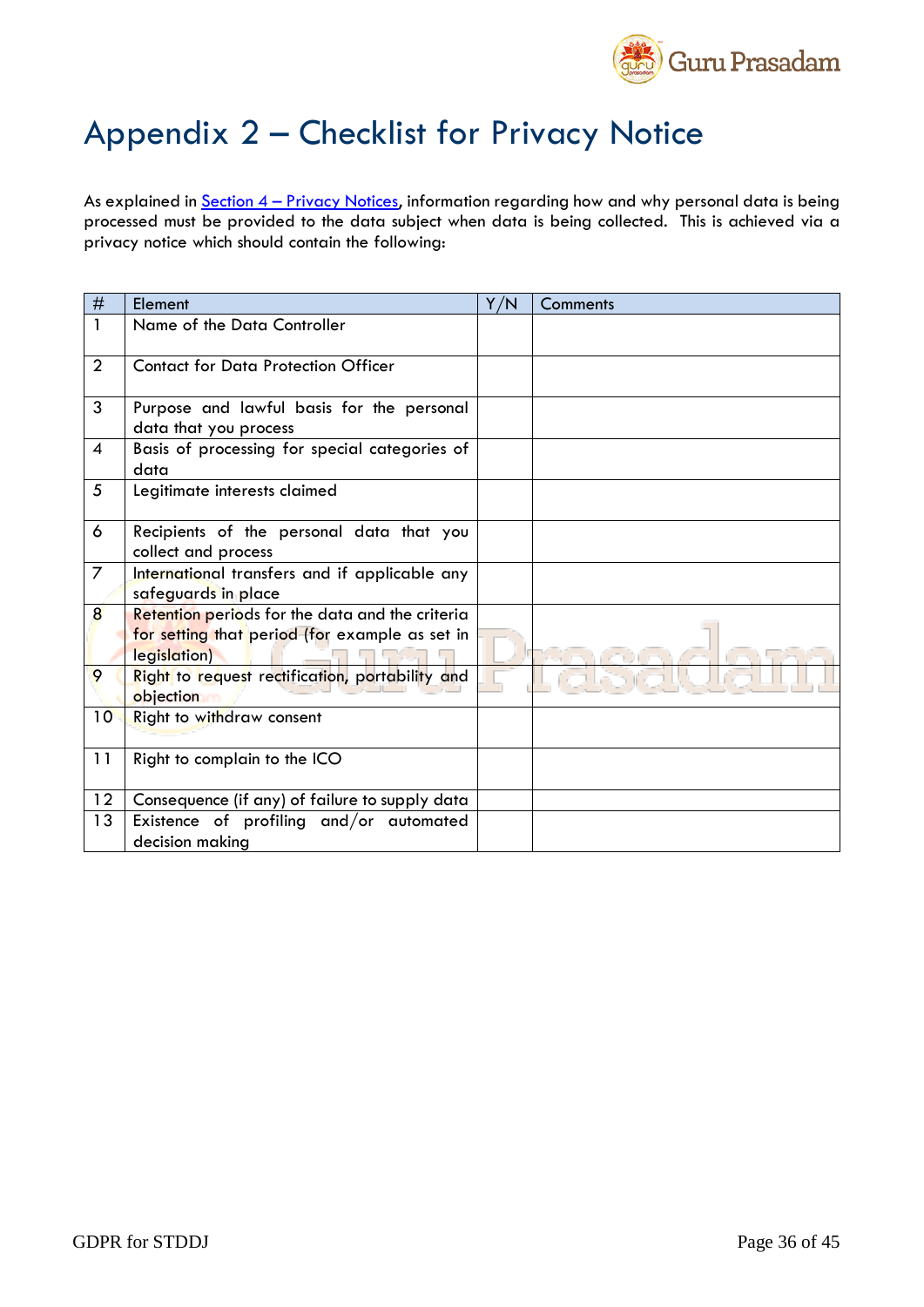# Appendix 2 – Checklist for Privacy Notice

As explained in [Section 4 – Privacy Notices](#), information regarding how and why personal data is being processed must be provided to the data subject when data is being collected. This is achieved via a privacy notice which should contain the following:

| # | Element | Y/N | Comments |
|---|---|---|---|
| 1 | Name of the Data Controller | | |
| 2 | Contact for Data Protection Officer | | |
| 3 | Purpose and lawful basis for the personal data that you process | | |
| 4 | Basis of processing for special categories of data | | |
| 5 | Legitimate interests claimed | | |
| 6 | Recipients of the personal data that you collect and process | | |
| 7 | International transfers and if applicable any safeguards in place | | |
| 8 | Retention periods for the data and the criteria for setting that period (for example as set in legislation) | | |
| 9 | Right to request rectification, portability and objection | | |
| 10 | Right to withdraw consent | | |
| 11 | Right to complain to the ICO | | |
| 12 | Consequence (if any) of failure to supply data | | |
| 13 | Existence of profiling and/or automated decision making | | |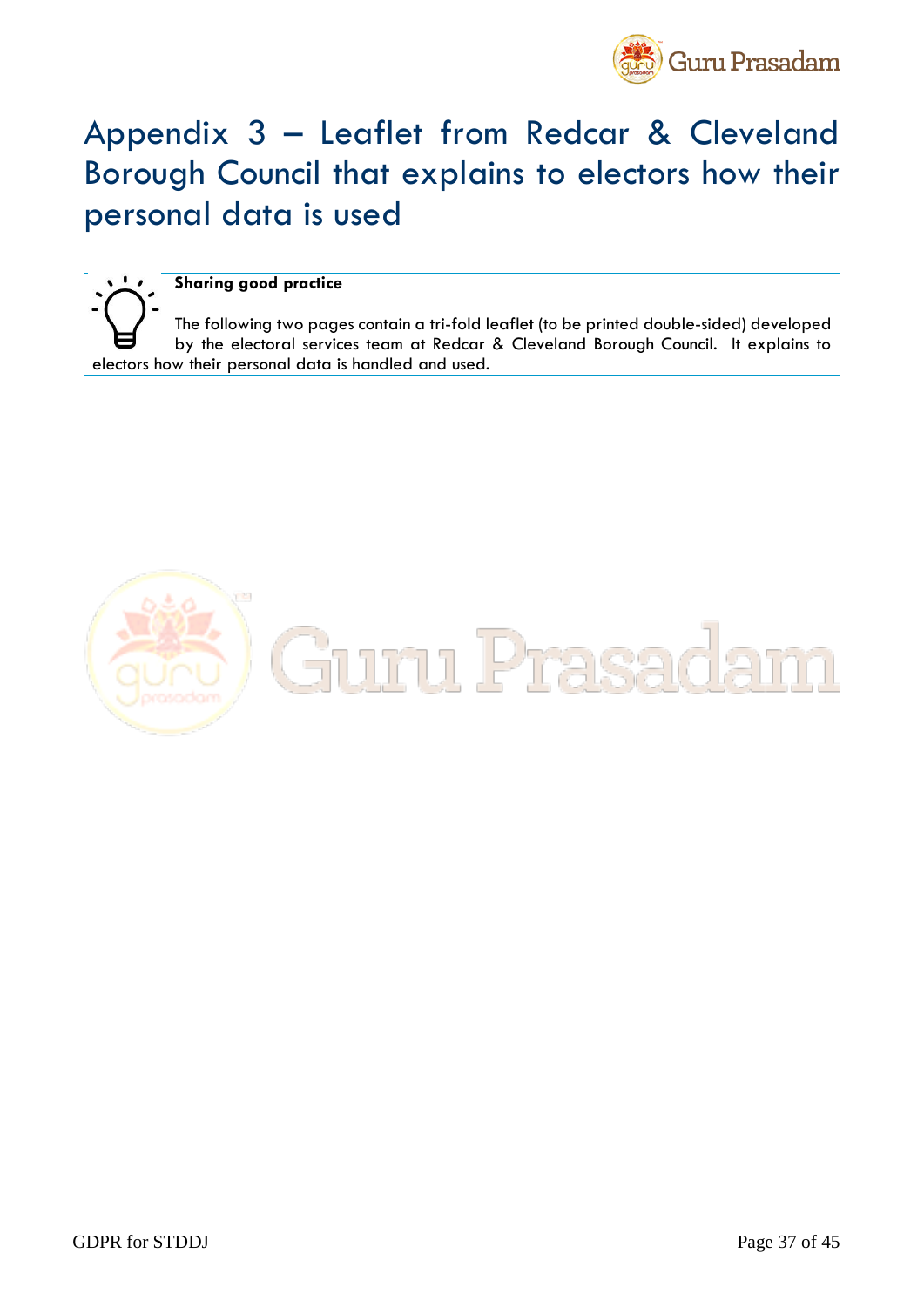# Appendix 3 – Leaflet from Redcar & Cleveland Borough Council that explains to electors how their personal data is used

**Sharing good practice**

The following two pages contain a tri-fold leaflet (to be printed double-sided) developed by the electoral services team at Redcar & Cleveland Borough Council. It explains to electors how their personal data is handled and used.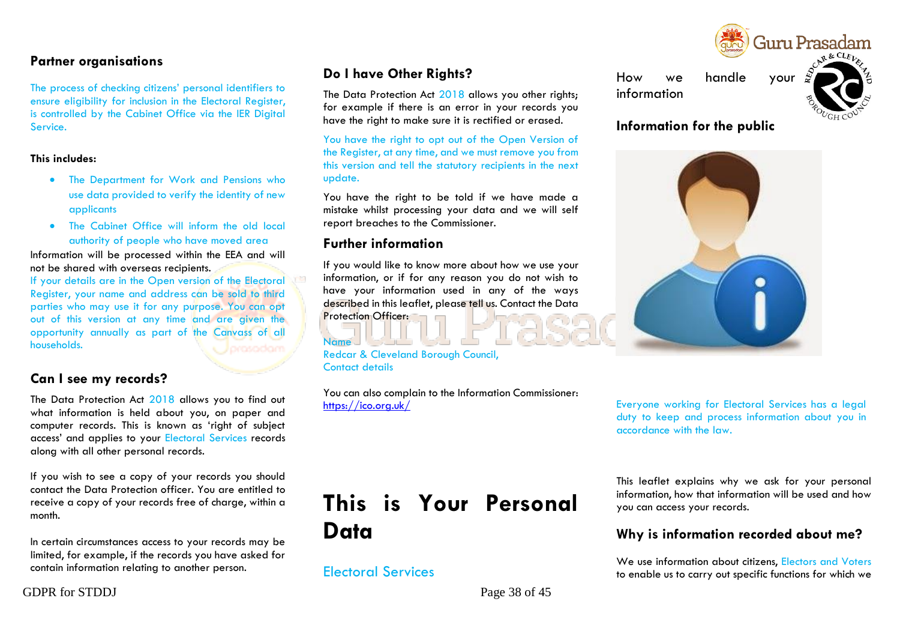## Partner organisations

The process of checking citizens' personal identifiers to ensure eligibility for inclusion in the Electoral Register, is controlled by the Cabinet Office via the IER Digital Service.

**This includes:**

- The Department for Work and Pensions who use data provided to verify the identity of new applicants
- The Cabinet Office will inform the old local authority of people who have moved area

Information will be processed within the EEA and will not be shared with overseas recipients.

If your details are in the Open version of the Electoral Register, your name and address can be sold to third parties who may use it for any purpose. You can opt out of this version at any time and are given the opportunity annually as part of the Canvass of all households.

## Can I see my records?

The Data Protection Act 2018 allows you to find out what information is held about you, on paper and computer records. This is known as 'right of subject access' and applies to your Electoral Services records along with all other personal records.

If you wish to see a copy of your records you should contact the Data Protection officer. You are entitled to receive a copy of your records free of charge, within a month.

In certain circumstances access to your records may be limited, for example, if the records you have asked for contain information relating to another person.

## Do I have Other Rights?

The Data Protection Act 2018 allows you other rights; for example if there is an error in your records you have the right to make sure it is rectified or erased.

You have the right to opt out of the Open Version of the Register, at any time, and we must remove you from this version and tell the statutory recipients in the next update.

You have the right to be told if we have made a mistake whilst processing your data and we will self report breaches to the Commissioner.

## Further information

If you would like to know more about how we use your information, or if for any reason you do not wish to have your information used in any of the ways described in this leaflet, please tell us. Contact the Data Protection Officer:

Name
Redcar & Cleveland Borough Council,
Contact details

You can also complain to the Information Commissioner: https://ico.org.uk/

# This is Your Personal Data

Electoral Services

How we handle your information

## Information for the public

Everyone working for Electoral Services has a legal duty to keep and process information about you in accordance with the law.

This leaflet explains why we ask for your personal information, how that information will be used and how you can access your records.

## Why is information recorded about me?

We use information about citizens, Electors and Voters to enable us to carry out specific functions for which we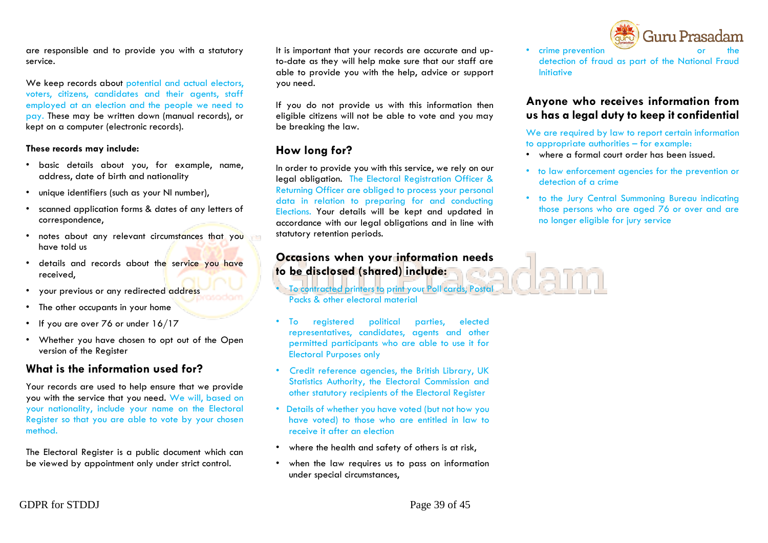are responsible and to provide you with a statutory service.

We keep records about potential and actual electors, voters, citizens, candidates and their agents, staff employed at an election and the people we need to pay. These may be written down (manual records), or kept on a computer (electronic records).

**These records may include:**

- basic details about you, for example, name, address, date of birth and nationality
- unique identifiers (such as your NI number),
- scanned application forms & dates of any letters of correspondence,
- notes about any relevant circumstances that you have told us
- details and records about the service you have received,
- your previous or any redirected address
- The other occupants in your home
- If you are over 76 or under 16/17
- Whether you have chosen to opt out of the Open version of the Register

## What is the information used for?

Your records are used to help ensure that we provide you with the service that you need. We will, based on your nationality, include your name on the Electoral Register so that you are able to vote by your chosen method.

The Electoral Register is a public document which can be viewed by appointment only under strict control.

It is important that your records are accurate and up-to-date as they will help make sure that our staff are able to provide you with the help, advice or support you need.

If you do not provide us with this information then eligible citizens will not be able to vote and you may be breaking the law.

## How long for?

In order to provide you with this service, we rely on our legal obligation. The Electoral Registration Officer & Returning Officer are obliged to process your personal data in relation to preparing for and conducting Elections. Your details will be kept and updated in accordance with our legal obligations and in line with statutory retention periods.

## Occasions when your information needs to be disclosed (shared) include:

- To contracted printers to print your Poll cards, Postal Packs & other electoral material
- To registered political parties, elected representatives, candidates, agents and other permitted participants who are able to use it for Electoral Purposes only
- Credit reference agencies, the British Library, UK Statistics Authority, the Electoral Commission and other statutory recipients of the Electoral Register
- Details of whether you have voted (but not how you have voted) to those who are entitled in law to receive it after an election
- where the health and safety of others is at risk,
- when the law requires us to pass on information under special circumstances,
- crime prevention or the detection of fraud as part of the National Fraud Initiative

## Anyone who receives information from us has a legal duty to keep it confidential

We are required by law to report certain information to appropriate authorities – for example:

- where a formal court order has been issued.
- to law enforcement agencies for the prevention or detection of a crime
- to the Jury Central Summoning Bureau indicating those persons who are aged 76 or over and are no longer eligible for jury service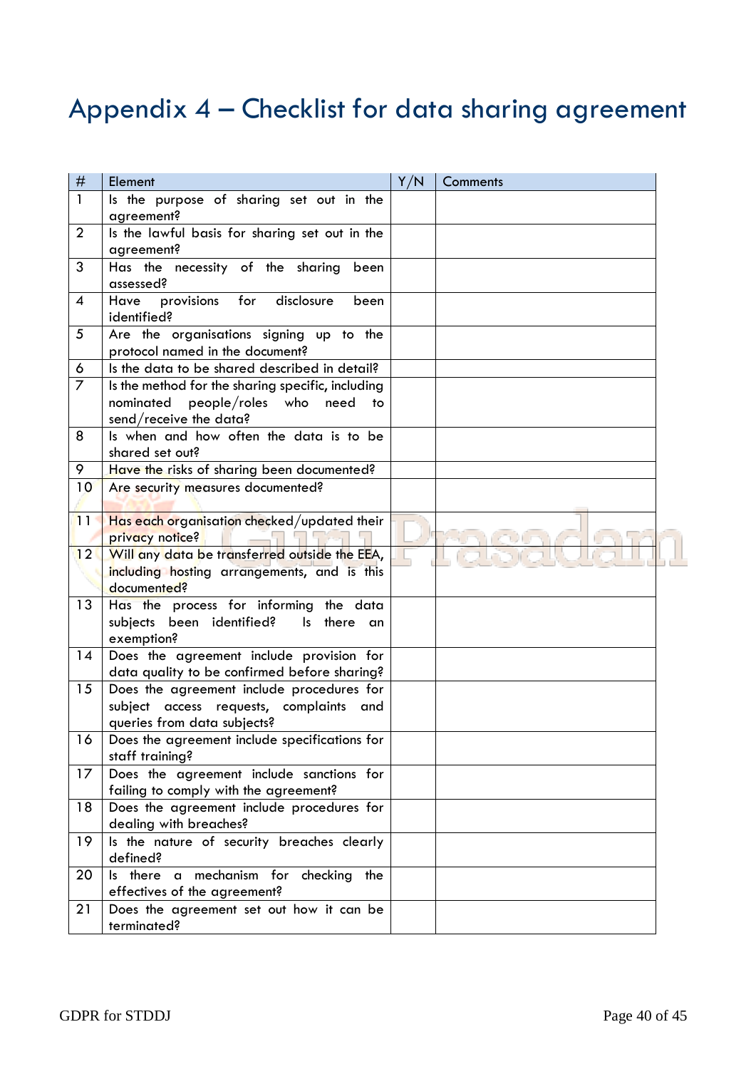# Appendix 4 – Checklist for data sharing agreement

| # | Element | Y/N | Comments |
|---|---|---|---|
| 1 | Is the purpose of sharing set out in the agreement? | | |
| 2 | Is the lawful basis for sharing set out in the agreement? | | |
| 3 | Has the necessity of the sharing been assessed? | | |
| 4 | Have provisions for disclosure been identified? | | |
| 5 | Are the organisations signing up to the protocol named in the document? | | |
| 6 | Is the data to be shared described in detail? | | |
| 7 | Is the method for the sharing specific, including nominated people/roles who need to send/receive the data? | | |
| 8 | Is when and how often the data is to be shared set out? | | |
| 9 | Have the risks of sharing been documented? | | |
| 10 | Are security measures documented? | | |
| 11 | Has each organisation checked/updated their privacy notice? | | |
| 12 | Will any data be transferred outside the EEA, including hosting arrangements, and is this documented? | | |
| 13 | Has the process for informing the data subjects been identified? Is there an exemption? | | |
| 14 | Does the agreement include provision for data quality to be confirmed before sharing? | | |
| 15 | Does the agreement include procedures for subject access requests, complaints and queries from data subjects? | | |
| 16 | Does the agreement include specifications for staff training? | | |
| 17 | Does the agreement include sanctions for failing to comply with the agreement? | | |
| 18 | Does the agreement include procedures for dealing with breaches? | | |
| 19 | Is the nature of security breaches clearly defined? | | |
| 20 | Is there a mechanism for checking the effectives of the agreement? | | |
| 21 | Does the agreement set out how it can be terminated? | | |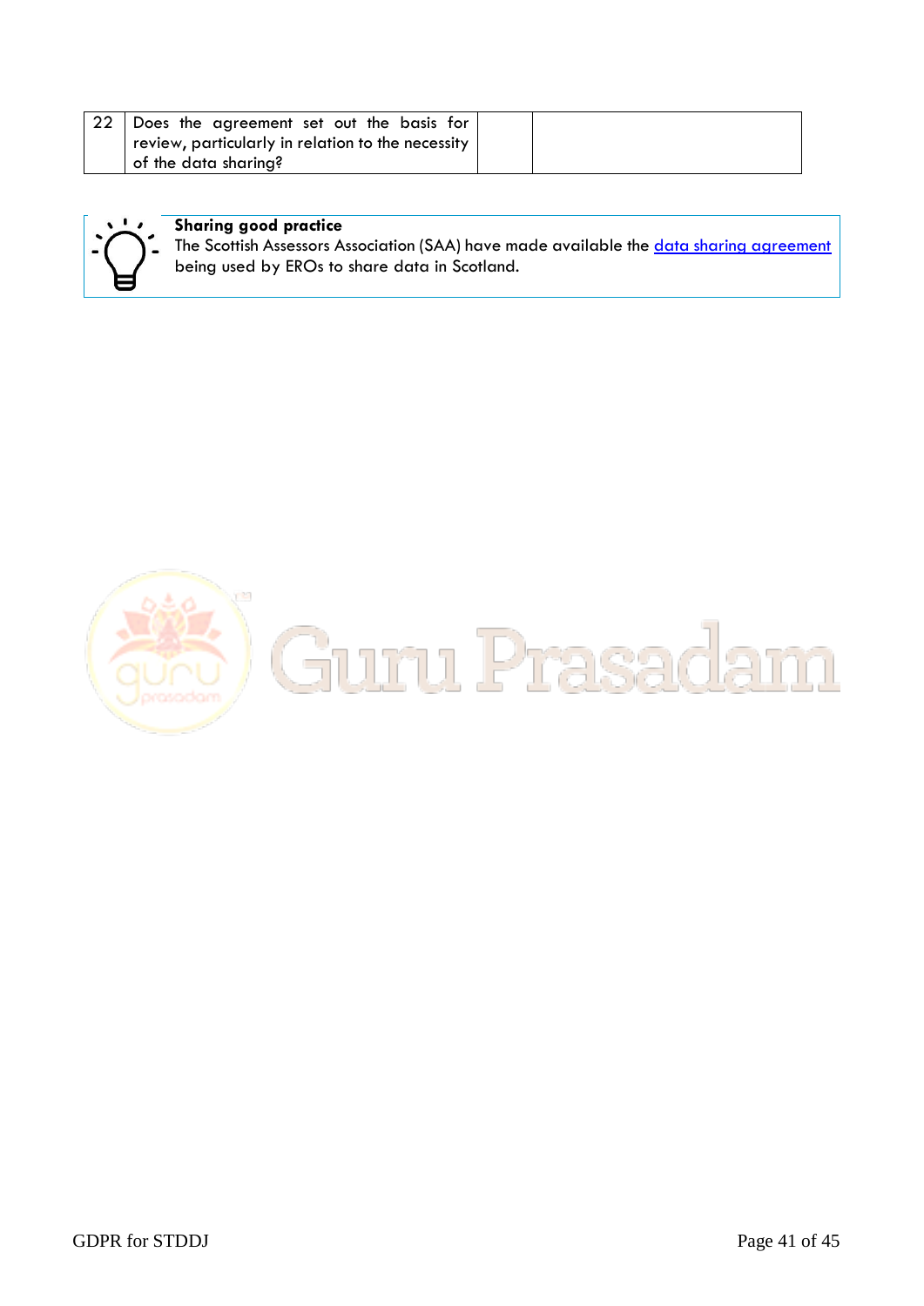| | | | |
|---|---|---|---|
| 22 | Does the agreement set out the basis for review, particularly in relation to the necessity of the data sharing? | | |

**Sharing good practice**
The Scottish Assessors Association (SAA) have made available the data sharing agreement being used by EROs to share data in Scotland.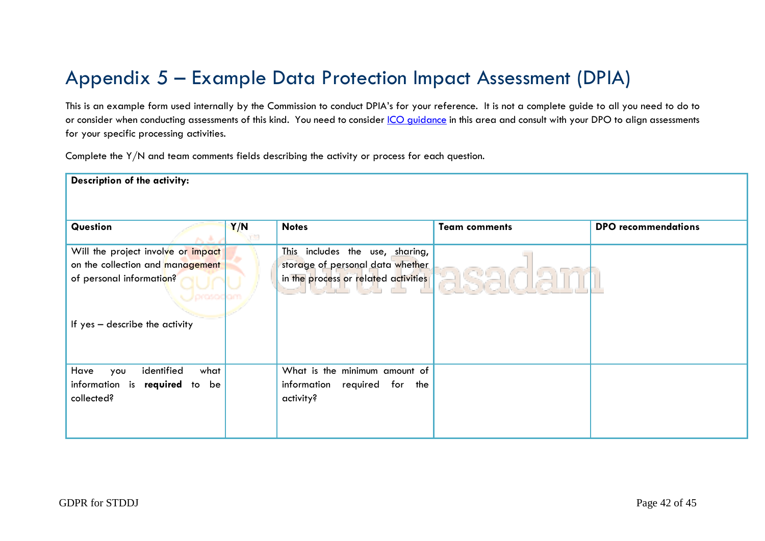# Appendix 5 – Example Data Protection Impact Assessment (DPIA)

This is an example form used internally by the Commission to conduct DPIA's for your reference. It is not a complete guide to all you need to do to or consider when conducting assessments of this kind. You need to consider ICO guidance in this area and consult with your DPO to align assessments for your specific processing activities.

Complete the Y/N and team comments fields describing the activity or process for each question.

**Description of the activity:**

| Question | Y/N | Notes | Team comments | DPO recommendations |
|---|---|---|---|---|
| Will the project involve or impact on the collection and management of personal information?<br><br>If yes – describe the activity | | This includes the use, sharing, storage of personal data whether in the process or related activities | | |
| Have you identified what information is **required** to be collected? | | What is the minimum amount of information required for the activity? | | |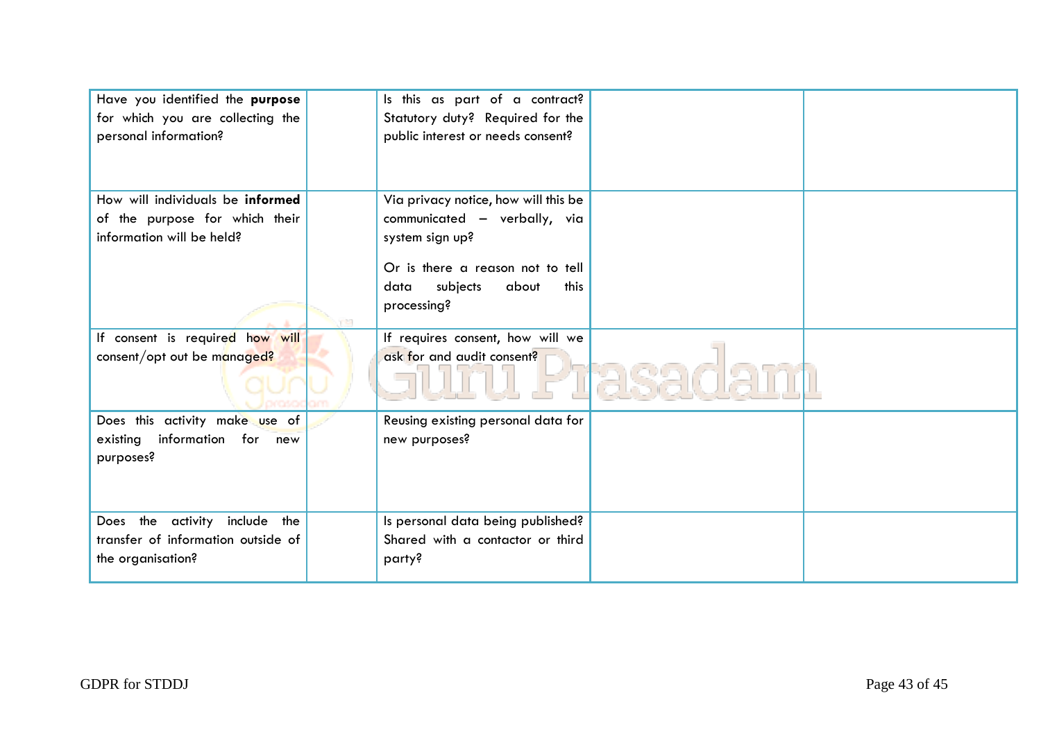| | | | | |
|---|---|---|---|---|
| Have you identified the **purpose** for which you are collecting the personal information? | | Is this as part of a contract? Statutory duty? Required for the public interest or needs consent? | | |
| How will individuals be **informed** of the purpose for which their information will be held? | | Via privacy notice, how will this be communicated – verbally, via system sign up?<br><br>Or is there a reason not to tell data subjects about this processing? | | |
| If consent is required how will consent/opt out be managed? | | If requires consent, how will we ask for and audit consent? | | |
| Does this activity make use of existing information for new purposes? | | Reusing existing personal data for new purposes? | | |
| Does the activity include the transfer of information outside of the organisation? | | Is personal data being published? Shared with a contactor or third party? | | |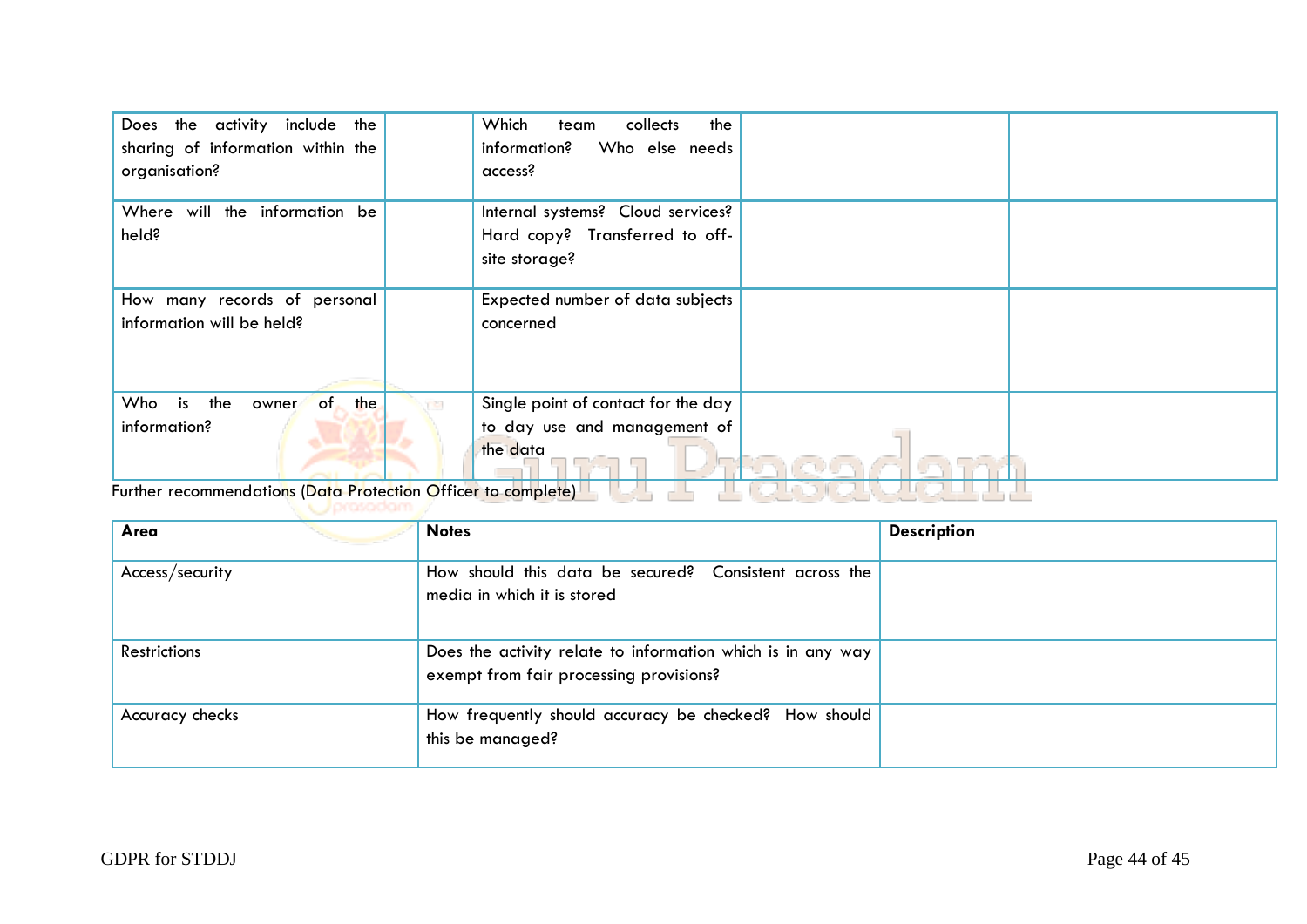| | | | | |
|---|---|---|---|---|
| Does the activity include the sharing of information within the organisation? | | Which team collects the information? Who else needs access? | | |
| Where will the information be held? | | Internal systems? Cloud services? Hard copy? Transferred to off-site storage? | | |
| How many records of personal information will be held? | | Expected number of data subjects concerned | | |
| Who is the owner of the information? | | Single point of contact for the day to day use and management of the data | | |

Further recommendations (Data Protection Officer to complete)

| Area | Notes | Description |
|---|---|---|
| Access/security | How should this data be secured? Consistent across the media in which it is stored | |
| Restrictions | Does the activity relate to information which is in any way exempt from fair processing provisions? | |
| Accuracy checks | How frequently should accuracy be checked? How should this be managed? | |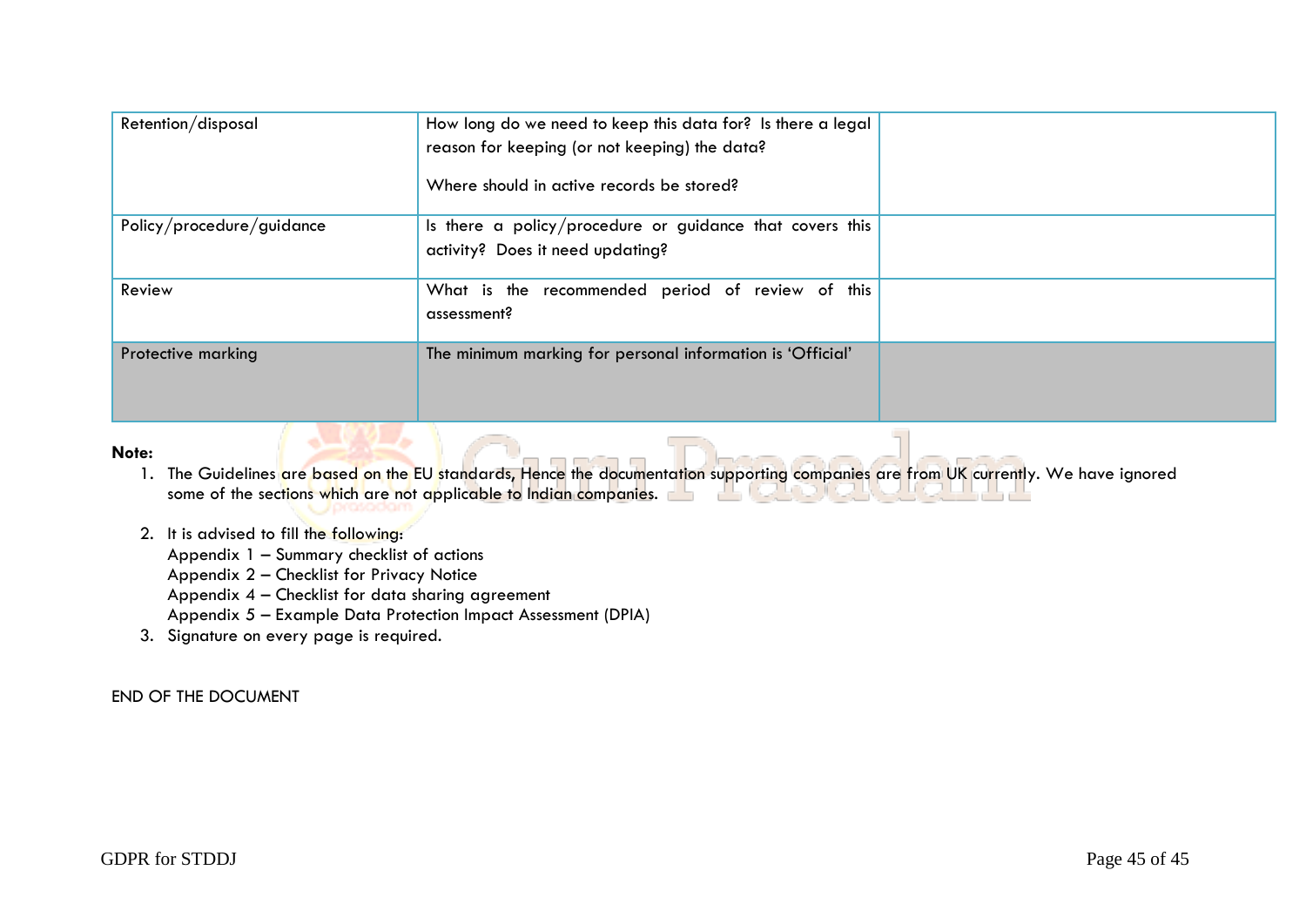| | | |
|---|---|---|
| Retention/disposal | How long do we need to keep this data for? Is there a legal reason for keeping (or not keeping) the data?<br><br>Where should in active records be stored? | |
| Policy/procedure/guidance | Is there a policy/procedure or guidance that covers this activity? Does it need updating? | |
| Review | What is the recommended period of review of this assessment? | |
| Protective marking | The minimum marking for personal information is 'Official' | |

**Note:**

1. The Guidelines are based on the EU standards, Hence the documentation supporting companies are from UK currently. We have ignored some of the sections which are not applicable to Indian companies.
2. It is advised to fill the following:
   Appendix 1 – Summary checklist of actions
   Appendix 2 – Checklist for Privacy Notice
   Appendix 4 – Checklist for data sharing agreement
   Appendix 5 – Example Data Protection Impact Assessment (DPIA)
3. Signature on every page is required.

END OF THE DOCUMENT